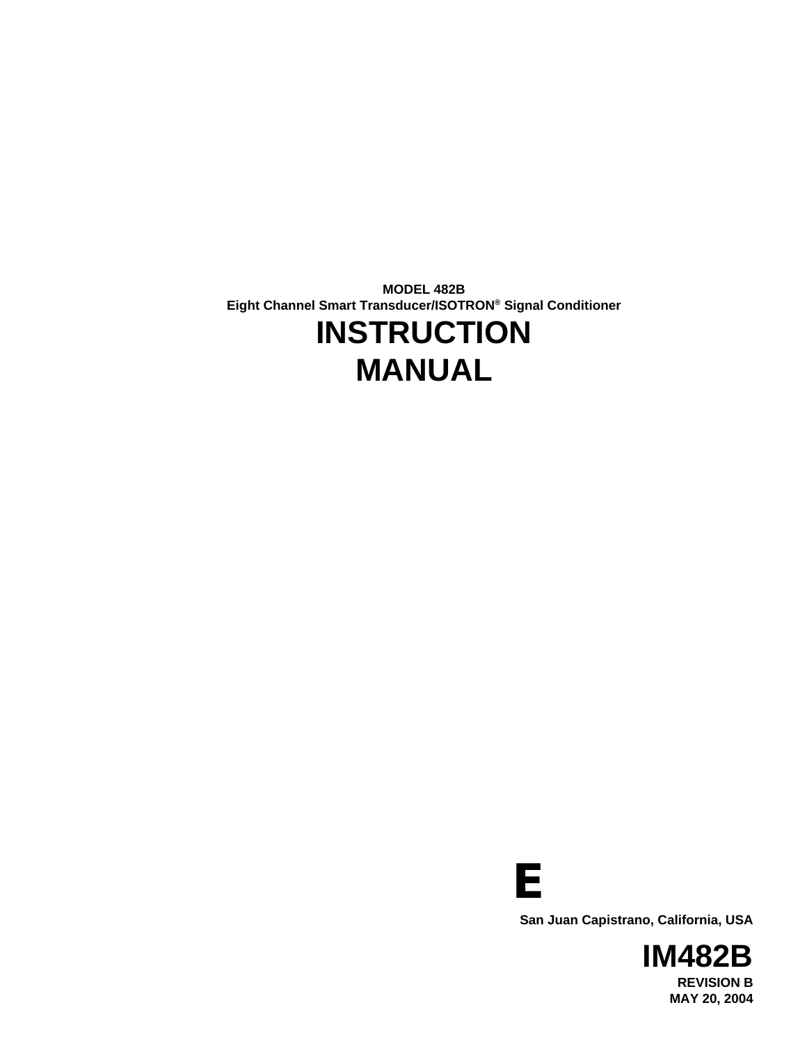**MODEL 482B**
**Eight Channel Smart Transducer/ISOTRON® Signal Conditioner**

# INSTRUCTION MANUAL

**E**

**San Juan Capistrano, California, USA**

# IM482B

**REVISION B**
**MAY 20, 2004**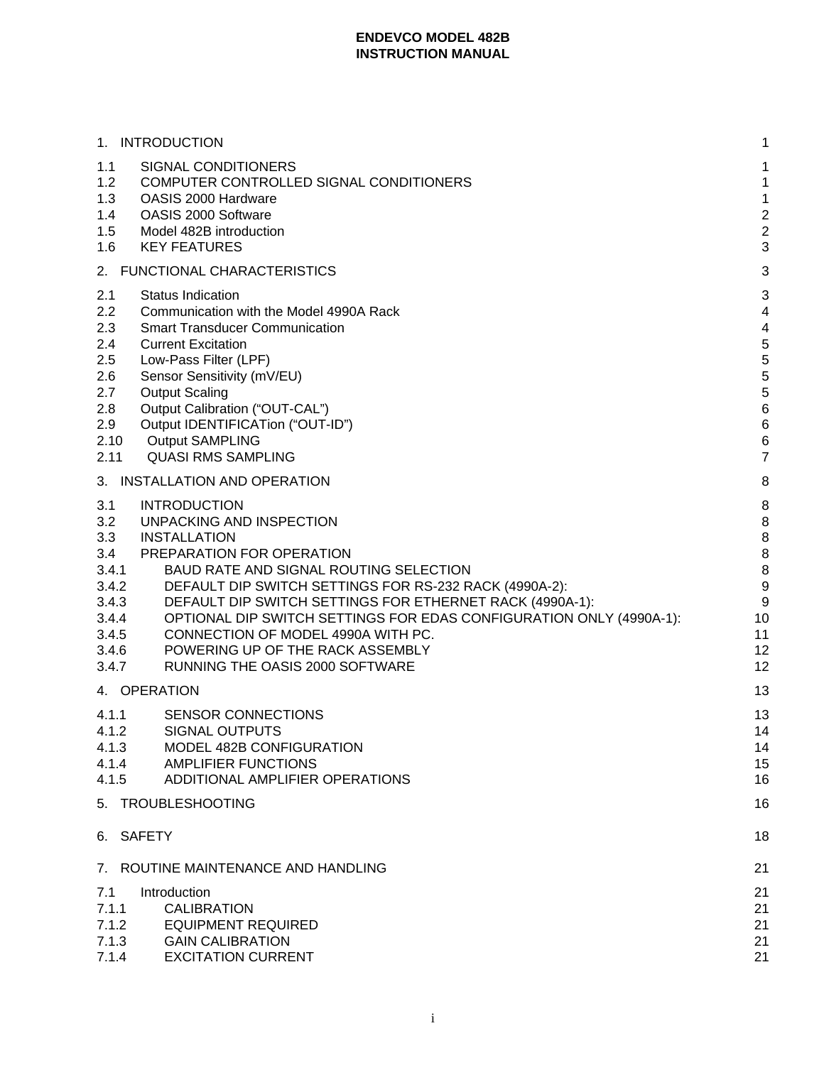**ENDEVCO MODEL 482B**
**INSTRUCTION MANUAL**

| | | |
|---|---|---|
| 1. | INTRODUCTION | 1 |
| 1.1 | SIGNAL CONDITIONERS | 1 |
| 1.2 | COMPUTER CONTROLLED SIGNAL CONDITIONERS | 1 |
| 1.3 | OASIS 2000 Hardware | 1 |
| 1.4 | OASIS 2000 Software | 2 |
| 1.5 | Model 482B introduction | 2 |
| 1.6 | KEY FEATURES | 3 |
| 2. | FUNCTIONAL CHARACTERISTICS | 3 |
| 2.1 | Status Indication | 3 |
| 2.2 | Communication with the Model 4990A Rack | 4 |
| 2.3 | Smart Transducer Communication | 4 |
| 2.4 | Current Excitation | 5 |
| 2.5 | Low-Pass Filter (LPF) | 5 |
| 2.6 | Sensor Sensitivity (mV/EU) | 5 |
| 2.7 | Output Scaling | 5 |
| 2.8 | Output Calibration (“OUT-CAL”) | 6 |
| 2.9 | Output IDENTIFICATion (“OUT-ID”) | 6 |
| 2.10 | Output SAMPLING | 6 |
| 2.11 | QUASI RMS SAMPLING | 7 |
| 3. | INSTALLATION AND OPERATION | 8 |
| 3.1 | INTRODUCTION | 8 |
| 3.2 | UNPACKING AND INSPECTION | 8 |
| 3.3 | INSTALLATION | 8 |
| 3.4 | PREPARATION FOR OPERATION | 8 |
| 3.4.1 | BAUD RATE AND SIGNAL ROUTING SELECTION | 8 |
| 3.4.2 | DEFAULT DIP SWITCH SETTINGS FOR RS-232 RACK (4990A-2): | 9 |
| 3.4.3 | DEFAULT DIP SWITCH SETTINGS FOR ETHERNET RACK (4990A-1): | 9 |
| 3.4.4 | OPTIONAL DIP SWITCH SETTINGS FOR EDAS CONFIGURATION ONLY (4990A-1): | 10 |
| 3.4.5 | CONNECTION OF MODEL 4990A WITH PC. | 11 |
| 3.4.6 | POWERING UP OF THE RACK ASSEMBLY | 12 |
| 3.4.7 | RUNNING THE OASIS 2000 SOFTWARE | 12 |
| 4. | OPERATION | 13 |
| 4.1.1 | SENSOR CONNECTIONS | 13 |
| 4.1.2 | SIGNAL OUTPUTS | 14 |
| 4.1.3 | MODEL 482B CONFIGURATION | 14 |
| 4.1.4 | AMPLIFIER FUNCTIONS | 15 |
| 4.1.5 | ADDITIONAL AMPLIFIER OPERATIONS | 16 |
| 5. | TROUBLESHOOTING | 16 |
| 6. | SAFETY | 18 |
| 7. | ROUTINE MAINTENANCE AND HANDLING | 21 |
| 7.1 | Introduction | 21 |
| 7.1.1 | CALIBRATION | 21 |
| 7.1.2 | EQUIPMENT REQUIRED | 21 |
| 7.1.3 | GAIN CALIBRATION | 21 |
| 7.1.4 | EXCITATION CURRENT | 21 |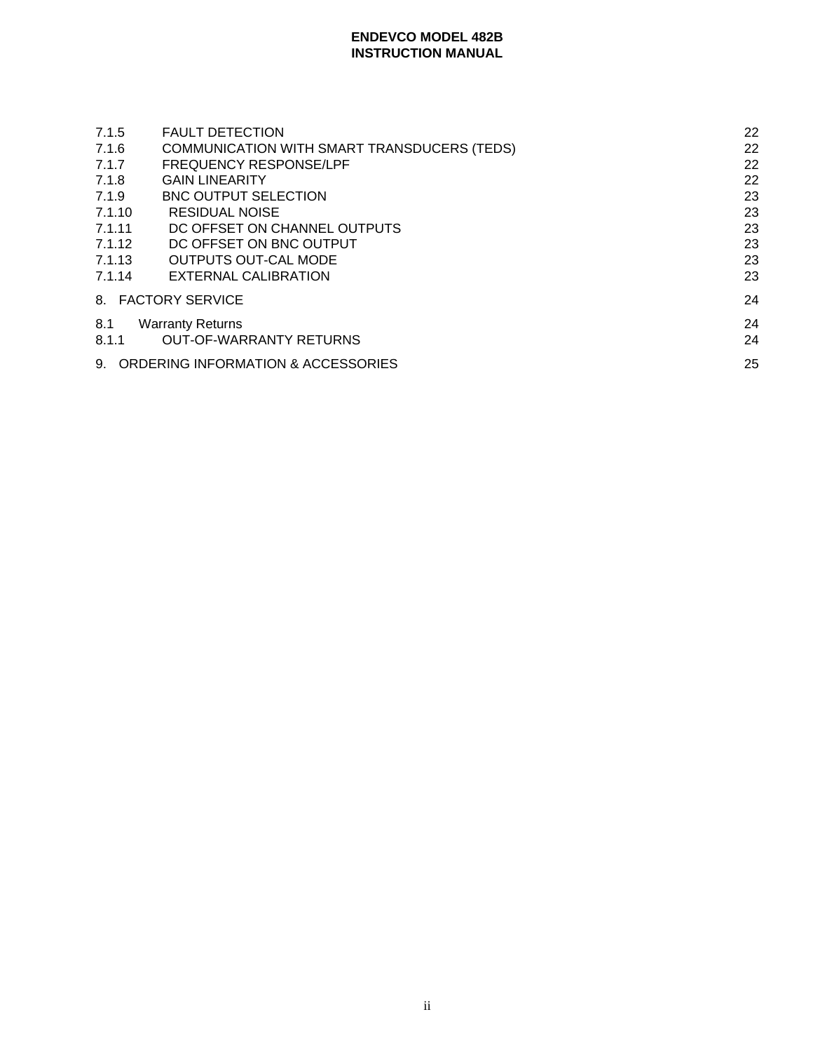| | | |
|---|---|---|
| 7.1.5 | FAULT DETECTION | 22 |
| 7.1.6 | COMMUNICATION WITH SMART TRANSDUCERS (TEDS) | 22 |
| 7.1.7 | FREQUENCY RESPONSE/LPF | 22 |
| 7.1.8 | GAIN LINEARITY | 22 |
| 7.1.9 | BNC OUTPUT SELECTION | 23 |
| 7.1.10 | RESIDUAL NOISE | 23 |
| 7.1.11 | DC OFFSET ON CHANNEL OUTPUTS | 23 |
| 7.1.12 | DC OFFSET ON BNC OUTPUT | 23 |
| 7.1.13 | OUTPUTS OUT-CAL MODE | 23 |
| 7.1.14 | EXTERNAL CALIBRATION | 23 |
| 8. | FACTORY SERVICE | 24 |
| 8.1 | Warranty Returns | 24 |
| 8.1.1 | OUT-OF-WARRANTY RETURNS | 24 |
| 9. | ORDERING INFORMATION & ACCESSORIES | 25 |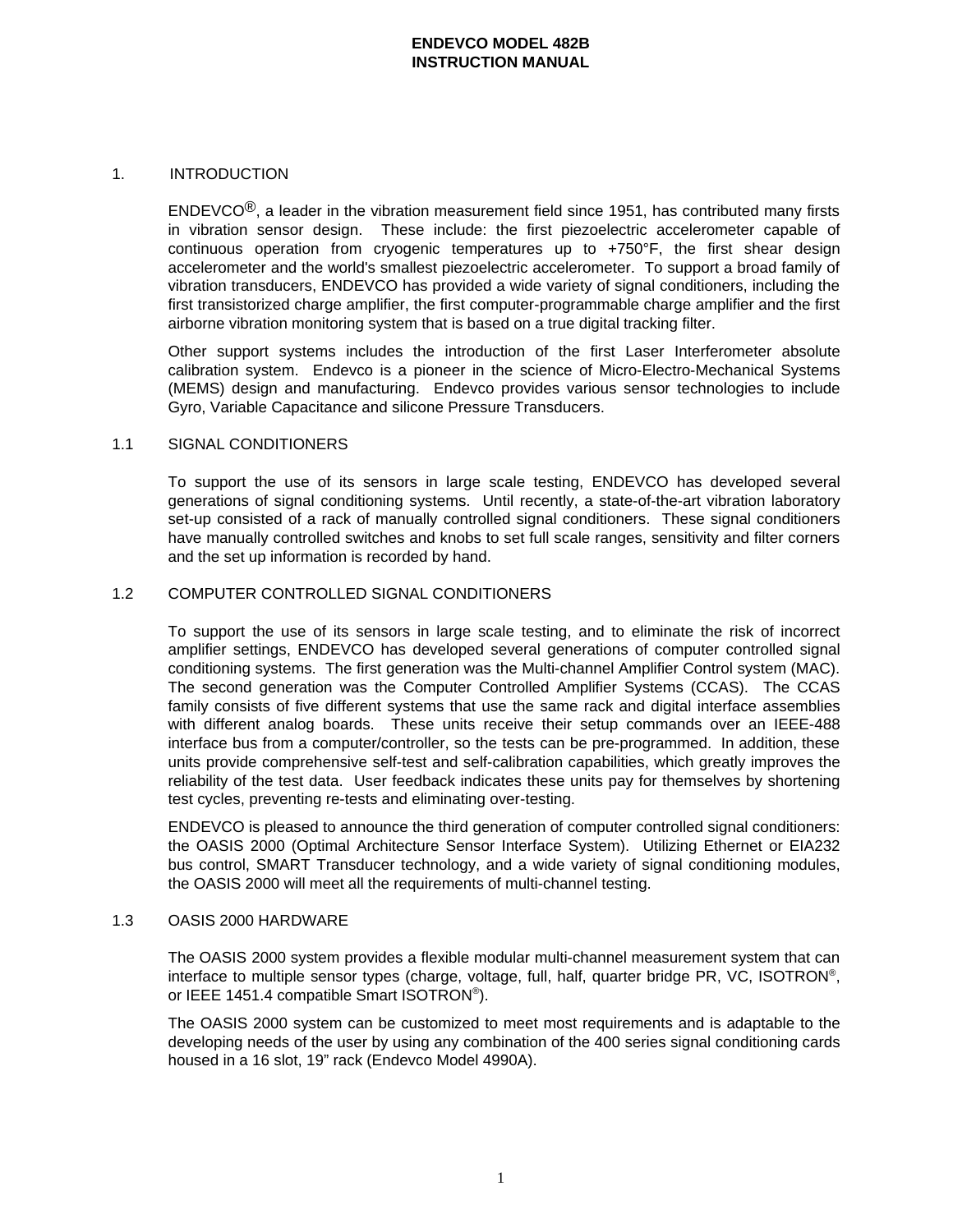# 1. INTRODUCTION

ENDEVCO®, a leader in the vibration measurement field since 1951, has contributed many firsts in vibration sensor design. These include: the first piezoelectric accelerometer capable of continuous operation from cryogenic temperatures up to +750°F, the first shear design accelerometer and the world's smallest piezoelectric accelerometer. To support a broad family of vibration transducers, ENDEVCO has provided a wide variety of signal conditioners, including the first transistorized charge amplifier, the first computer-programmable charge amplifier and the first airborne vibration monitoring system that is based on a true digital tracking filter.

Other support systems includes the introduction of the first Laser Interferometer absolute calibration system. Endevco is a pioneer in the science of Micro-Electro-Mechanical Systems (MEMS) design and manufacturing. Endevco provides various sensor technologies to include Gyro, Variable Capacitance and silicone Pressure Transducers.

## 1.1 SIGNAL CONDITIONERS

To support the use of its sensors in large scale testing, ENDEVCO has developed several generations of signal conditioning systems. Until recently, a state-of-the-art vibration laboratory set-up consisted of a rack of manually controlled signal conditioners. These signal conditioners have manually controlled switches and knobs to set full scale ranges, sensitivity and filter corners and the set up information is recorded by hand.

## 1.2 COMPUTER CONTROLLED SIGNAL CONDITIONERS

To support the use of its sensors in large scale testing, and to eliminate the risk of incorrect amplifier settings, ENDEVCO has developed several generations of computer controlled signal conditioning systems. The first generation was the Multi-channel Amplifier Control system (MAC). The second generation was the Computer Controlled Amplifier Systems (CCAS). The CCAS family consists of five different systems that use the same rack and digital interface assemblies with different analog boards. These units receive their setup commands over an IEEE-488 interface bus from a computer/controller, so the tests can be pre-programmed. In addition, these units provide comprehensive self-test and self-calibration capabilities, which greatly improves the reliability of the test data. User feedback indicates these units pay for themselves by shortening test cycles, preventing re-tests and eliminating over-testing.

ENDEVCO is pleased to announce the third generation of computer controlled signal conditioners: the OASIS 2000 (Optimal Architecture Sensor Interface System). Utilizing Ethernet or EIA232 bus control, SMART Transducer technology, and a wide variety of signal conditioning modules, the OASIS 2000 will meet all the requirements of multi-channel testing.

## 1.3 OASIS 2000 HARDWARE

The OASIS 2000 system provides a flexible modular multi-channel measurement system that can interface to multiple sensor types (charge, voltage, full, half, quarter bridge PR, VC, ISOTRON®, or IEEE 1451.4 compatible Smart ISOTRON®).

The OASIS 2000 system can be customized to meet most requirements and is adaptable to the developing needs of the user by using any combination of the 400 series signal conditioning cards housed in a 16 slot, 19" rack (Endevco Model 4990A).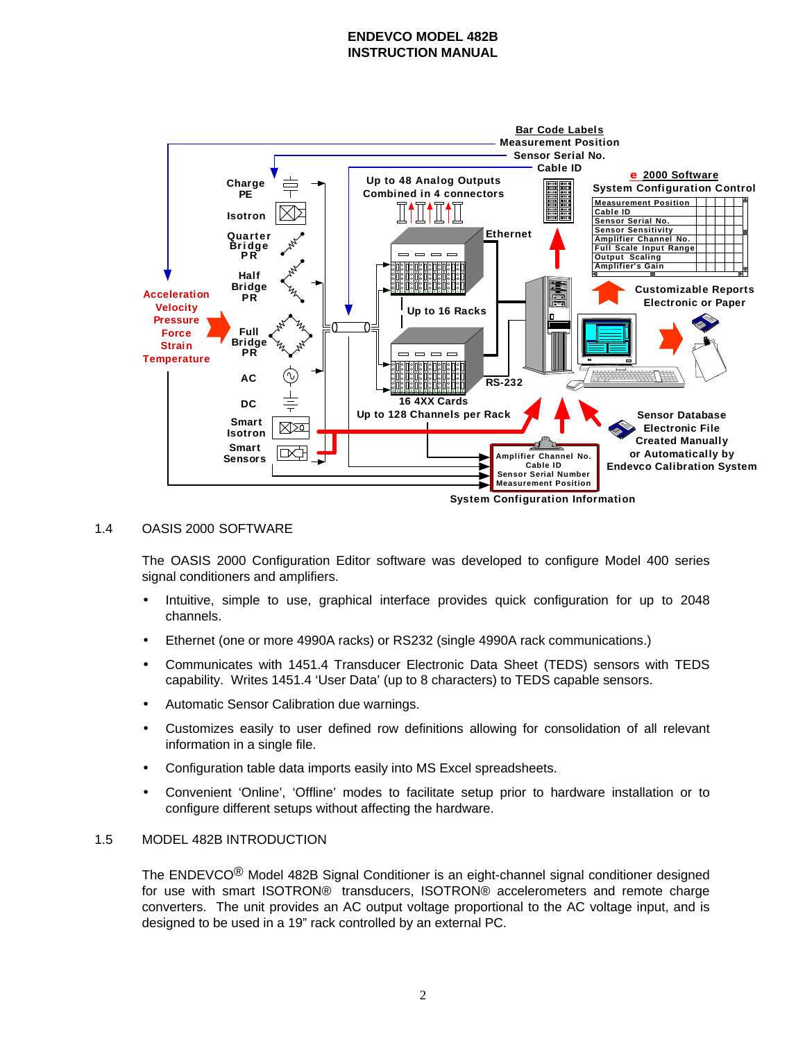## 1.4 OASIS 2000 SOFTWARE

The OASIS 2000 Configuration Editor software was developed to configure Model 400 series signal conditioners and amplifiers.

- Intuitive, simple to use, graphical interface provides quick configuration for up to 2048 channels.
- Ethernet (one or more 4990A racks) or RS232 (single 4990A rack communications.)
- Communicates with 1451.4 Transducer Electronic Data Sheet (TEDS) sensors with TEDS capability. Writes 1451.4 'User Data' (up to 8 characters) to TEDS capable sensors.
- Automatic Sensor Calibration due warnings.
- Customizes easily to user defined row definitions allowing for consolidation of all relevant information in a single file.
- Configuration table data imports easily into MS Excel spreadsheets.
- Convenient 'Online', 'Offline' modes to facilitate setup prior to hardware installation or to configure different setups without affecting the hardware.

## 1.5 MODEL 482B INTRODUCTION

The ENDEVCO® Model 482B Signal Conditioner is an eight-channel signal conditioner designed for use with smart ISOTRON® transducers, ISOTRON® accelerometers and remote charge converters. The unit provides an AC output voltage proportional to the AC voltage input, and is designed to be used in a 19" rack controlled by an external PC.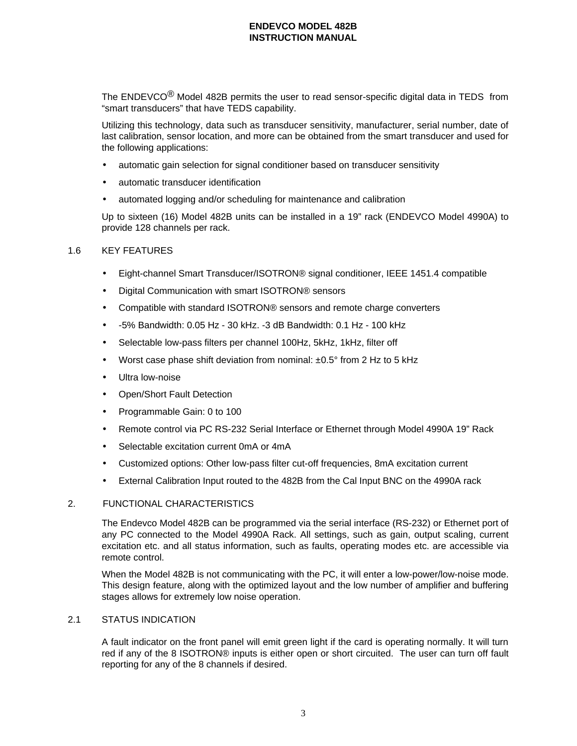The ENDEVCO® Model 482B permits the user to read sensor-specific digital data in TEDS from "smart transducers" that have TEDS capability.

Utilizing this technology, data such as transducer sensitivity, manufacturer, serial number, date of last calibration, sensor location, and more can be obtained from the smart transducer and used for the following applications:

- automatic gain selection for signal conditioner based on transducer sensitivity
- automatic transducer identification
- automated logging and/or scheduling for maintenance and calibration

Up to sixteen (16) Model 482B units can be installed in a 19" rack (ENDEVCO Model 4990A) to provide 128 channels per rack.

## 1.6 KEY FEATURES

- Eight-channel Smart Transducer/ISOTRON® signal conditioner, IEEE 1451.4 compatible
- Digital Communication with smart ISOTRON® sensors
- Compatible with standard ISOTRON® sensors and remote charge converters
- -5% Bandwidth: 0.05 Hz - 30 kHz. -3 dB Bandwidth: 0.1 Hz - 100 kHz
- Selectable low-pass filters per channel 100Hz, 5kHz, 1kHz, filter off
- Worst case phase shift deviation from nominal: ±0.5° from 2 Hz to 5 kHz
- Ultra low-noise
- Open/Short Fault Detection
- Programmable Gain: 0 to 100
- Remote control via PC RS-232 Serial Interface or Ethernet through Model 4990A 19" Rack
- Selectable excitation current 0mA or 4mA
- Customized options: Other low-pass filter cut-off frequencies, 8mA excitation current
- External Calibration Input routed to the 482B from the Cal Input BNC on the 4990A rack

# 2. FUNCTIONAL CHARACTERISTICS

The Endevco Model 482B can be programmed via the serial interface (RS-232) or Ethernet port of any PC connected to the Model 4990A Rack. All settings, such as gain, output scaling, current excitation etc. and all status information, such as faults, operating modes etc. are accessible via remote control.

When the Model 482B is not communicating with the PC, it will enter a low-power/low-noise mode. This design feature, along with the optimized layout and the low number of amplifier and buffering stages allows for extremely low noise operation.

## 2.1 STATUS INDICATION

A fault indicator on the front panel will emit green light if the card is operating normally. It will turn red if any of the 8 ISOTRON® inputs is either open or short circuited. The user can turn off fault reporting for any of the 8 channels if desired.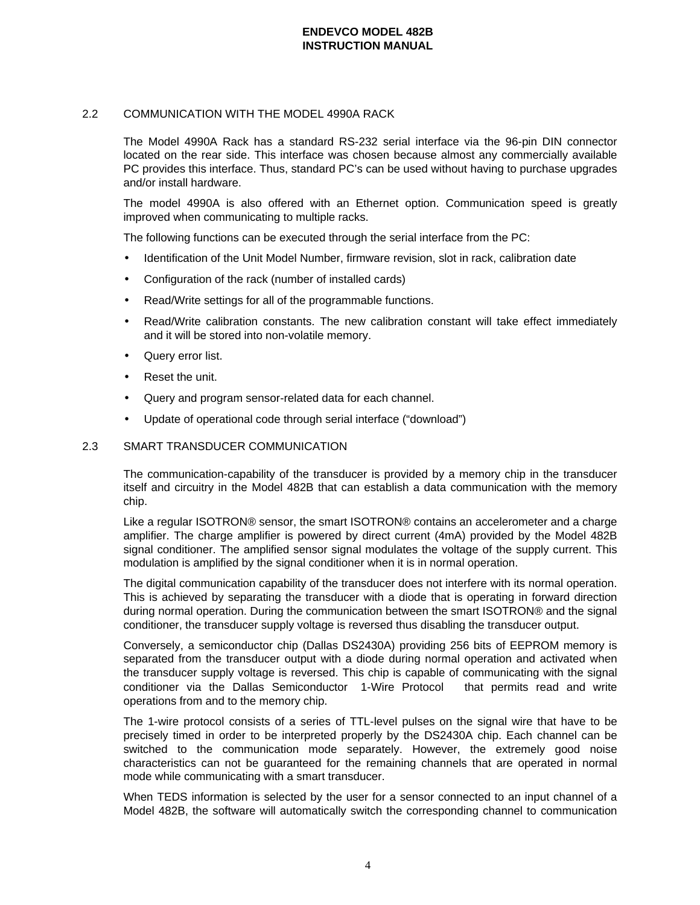## 2.2 COMMUNICATION WITH THE MODEL 4990A RACK

The Model 4990A Rack has a standard RS-232 serial interface via the 96-pin DIN connector located on the rear side. This interface was chosen because almost any commercially available PC provides this interface. Thus, standard PC's can be used without having to purchase upgrades and/or install hardware.

The model 4990A is also offered with an Ethernet option. Communication speed is greatly improved when communicating to multiple racks.

The following functions can be executed through the serial interface from the PC:

- Identification of the Unit Model Number, firmware revision, slot in rack, calibration date
- Configuration of the rack (number of installed cards)
- Read/Write settings for all of the programmable functions.
- Read/Write calibration constants. The new calibration constant will take effect immediately and it will be stored into non-volatile memory.
- Query error list.
- Reset the unit.
- Query and program sensor-related data for each channel.
- Update of operational code through serial interface ("download")

## 2.3 SMART TRANSDUCER COMMUNICATION

The communication-capability of the transducer is provided by a memory chip in the transducer itself and circuitry in the Model 482B that can establish a data communication with the memory chip.

Like a regular ISOTRON® sensor, the smart ISOTRON® contains an accelerometer and a charge amplifier. The charge amplifier is powered by direct current (4mA) provided by the Model 482B signal conditioner. The amplified sensor signal modulates the voltage of the supply current. This modulation is amplified by the signal conditioner when it is in normal operation.

The digital communication capability of the transducer does not interfere with its normal operation. This is achieved by separating the transducer with a diode that is operating in forward direction during normal operation. During the communication between the smart ISOTRON® and the signal conditioner, the transducer supply voltage is reversed thus disabling the transducer output.

Conversely, a semiconductor chip (Dallas DS2430A) providing 256 bits of EEPROM memory is separated from the transducer output with a diode during normal operation and activated when the transducer supply voltage is reversed. This chip is capable of communicating with the signal conditioner via the Dallas Semiconductor 1-Wire Protocol that permits read and write operations from and to the memory chip.

The 1-wire protocol consists of a series of TTL-level pulses on the signal wire that have to be precisely timed in order to be interpreted properly by the DS2430A chip. Each channel can be switched to the communication mode separately. However, the extremely good noise characteristics can not be guaranteed for the remaining channels that are operated in normal mode while communicating with a smart transducer.

When TEDS information is selected by the user for a sensor connected to an input channel of a Model 482B, the software will automatically switch the corresponding channel to communication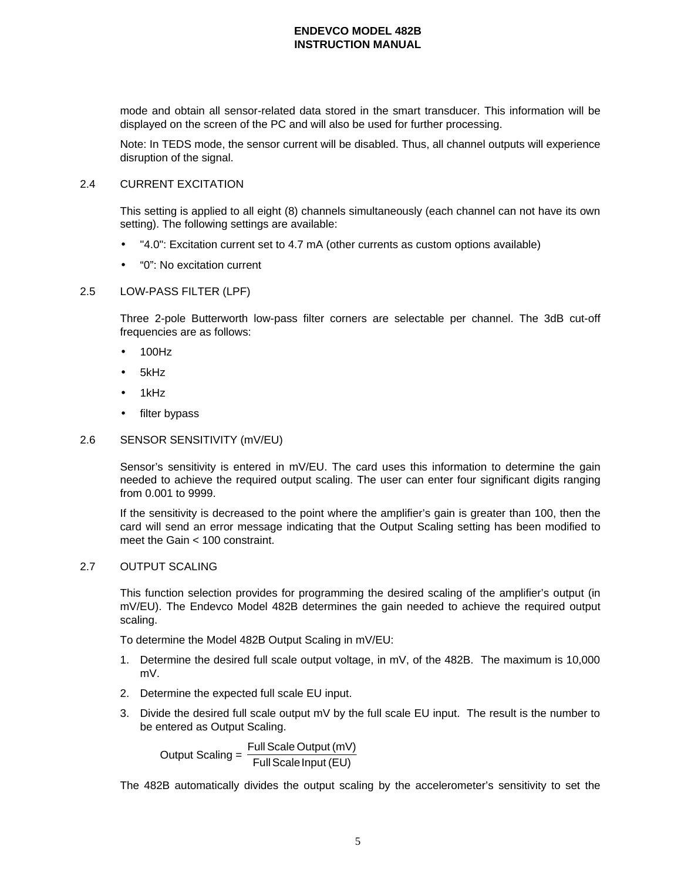mode and obtain all sensor-related data stored in the smart transducer. This information will be displayed on the screen of the PC and will also be used for further processing.

Note: In TEDS mode, the sensor current will be disabled. Thus, all channel outputs will experience disruption of the signal.

## 2.4 CURRENT EXCITATION

This setting is applied to all eight (8) channels simultaneously (each channel can not have its own setting). The following settings are available:

- "4.0": Excitation current set to 4.7 mA (other currents as custom options available)
- "0": No excitation current

## 2.5 LOW-PASS FILTER (LPF)

Three 2-pole Butterworth low-pass filter corners are selectable per channel. The 3dB cut-off frequencies are as follows:

- 100Hz
- 5kHz
- 1kHz
- filter bypass

## 2.6 SENSOR SENSITIVITY (mV/EU)

Sensor's sensitivity is entered in mV/EU. The card uses this information to determine the gain needed to achieve the required output scaling. The user can enter four significant digits ranging from 0.001 to 9999.

If the sensitivity is decreased to the point where the amplifier's gain is greater than 100, then the card will send an error message indicating that the Output Scaling setting has been modified to meet the Gain < 100 constraint.

## 2.7 OUTPUT SCALING

This function selection provides for programming the desired scaling of the amplifier's output (in mV/EU). The Endevco Model 482B determines the gain needed to achieve the required output scaling.

To determine the Model 482B Output Scaling in mV/EU:

1. Determine the desired full scale output voltage, in mV, of the 482B. The maximum is 10,000 mV.
2. Determine the expected full scale EU input.
3. Divide the desired full scale output mV by the full scale EU input. The result is the number to be entered as Output Scaling.

$$\text{Output Scaling} = \frac{\text{Full Scale Output (mV)}}{\text{Full Scale Input (EU)}}$$

The 482B automatically divides the output scaling by the accelerometer's sensitivity to set the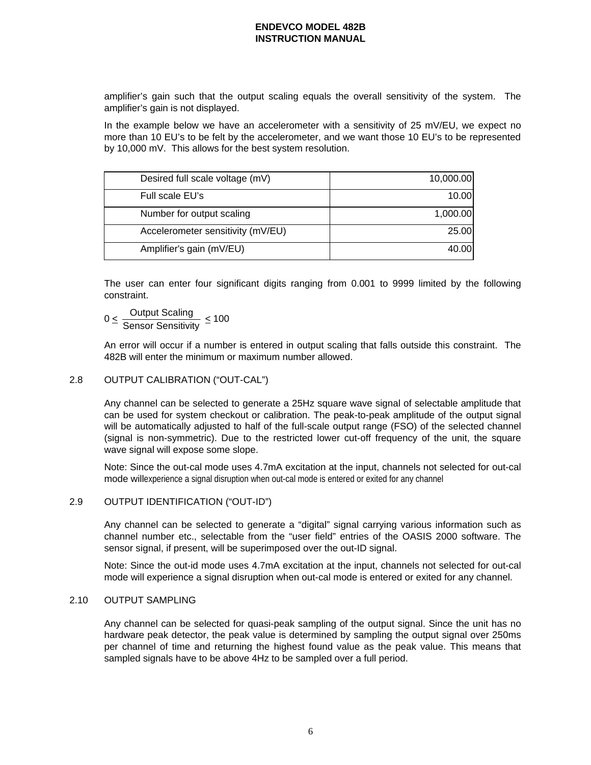amplifier's gain such that the output scaling equals the overall sensitivity of the system. The amplifier's gain is not displayed.

In the example below we have an accelerometer with a sensitivity of 25 mV/EU, we expect no more than 10 EU's to be felt by the accelerometer, and we want those 10 EU's to be represented by 10,000 mV. This allows for the best system resolution.

| | |
|---|---:|
| Desired full scale voltage (mV) | 10,000.00 |
| Full scale EU's | 10.00 |
| Number for output scaling | 1,000.00 |
| Accelerometer sensitivity (mV/EU) | 25.00 |
| Amplifier's gain (mV/EU) | 40.00 |

The user can enter four significant digits ranging from 0.001 to 9999 limited by the following constraint.

$$0 \leq \frac{\text{Output Scaling}}{\text{Sensor Sensitivity}} \leq 100$$

An error will occur if a number is entered in output scaling that falls outside this constraint. The 482B will enter the minimum or maximum number allowed.

## 2.8 OUTPUT CALIBRATION ("OUT-CAL")

Any channel can be selected to generate a 25Hz square wave signal of selectable amplitude that can be used for system checkout or calibration. The peak-to-peak amplitude of the output signal will be automatically adjusted to half of the full-scale output range (FSO) of the selected channel (signal is non-symmetric). Due to the restricted lower cut-off frequency of the unit, the square wave signal will expose some slope.

Note: Since the out-cal mode uses 4.7mA excitation at the input, channels not selected for out-cal mode willexperience a signal disruption when out-cal mode is entered or exited for any channel

## 2.9 OUTPUT IDENTIFICATION ("OUT-ID")

Any channel can be selected to generate a "digital" signal carrying various information such as channel number etc., selectable from the "user field" entries of the OASIS 2000 software. The sensor signal, if present, will be superimposed over the out-ID signal.

Note: Since the out-id mode uses 4.7mA excitation at the input, channels not selected for out-cal mode will experience a signal disruption when out-cal mode is entered or exited for any channel.

## 2.10 OUTPUT SAMPLING

Any channel can be selected for quasi-peak sampling of the output signal. Since the unit has no hardware peak detector, the peak value is determined by sampling the output signal over 250ms per channel of time and returning the highest found value as the peak value. This means that sampled signals have to be above 4Hz to be sampled over a full period.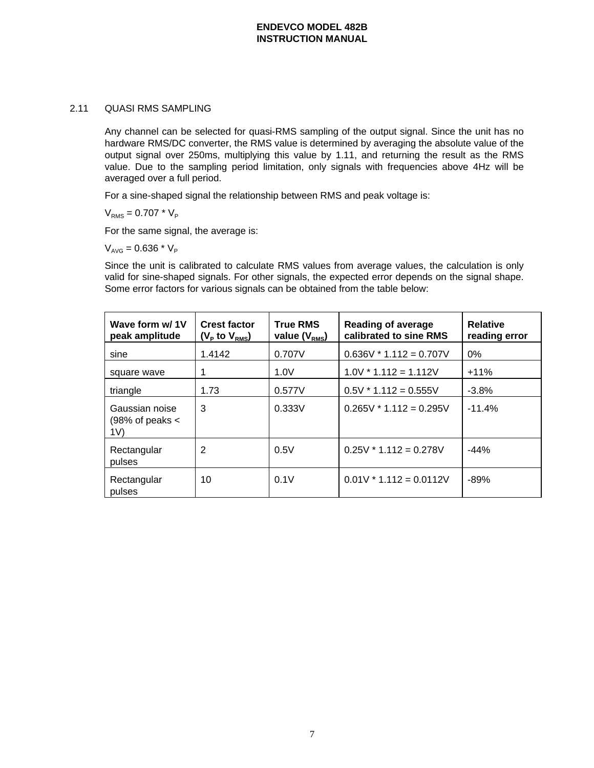## 2.11 QUASI RMS SAMPLING

Any channel can be selected for quasi-RMS sampling of the output signal. Since the unit has no hardware RMS/DC converter, the RMS value is determined by averaging the absolute value of the output signal over 250ms, multiplying this value by 1.11, and returning the result as the RMS value. Due to the sampling period limitation, only signals with frequencies above 4Hz will be averaged over a full period.

For a sine-shaped signal the relationship between RMS and peak voltage is:

$V_{RMS} = 0.707 * V_P$

For the same signal, the average is:

$V_{AVG} = 0.636 * V_P$

Since the unit is calibrated to calculate RMS values from average values, the calculation is only valid for sine-shaped signals. For other signals, the expected error depends on the signal shape. Some error factors for various signals can be obtained from the table below:

| Wave form w/ 1V peak amplitude | Crest factor ($V_P$ to $V_{RMS}$) | True RMS value ($V_{RMS}$) | Reading of average calibrated to sine RMS | Relative reading error |
|---|---|---|---|---|
| sine | 1.4142 | 0.707V | 0.636V * 1.112 = 0.707V | 0% |
| square wave | 1 | 1.0V | 1.0V * 1.112 = 1.112V | +11% |
| triangle | 1.73 | 0.577V | 0.5V * 1.112 = 0.555V | -3.8% |
| Gaussian noise (98% of peaks < 1V) | 3 | 0.333V | 0.265V * 1.112 = 0.295V | -11.4% |
| Rectangular pulses | 2 | 0.5V | 0.25V * 1.112 = 0.278V | -44% |
| Rectangular pulses | 10 | 0.1V | 0.01V * 1.112 = 0.0112V | -89% |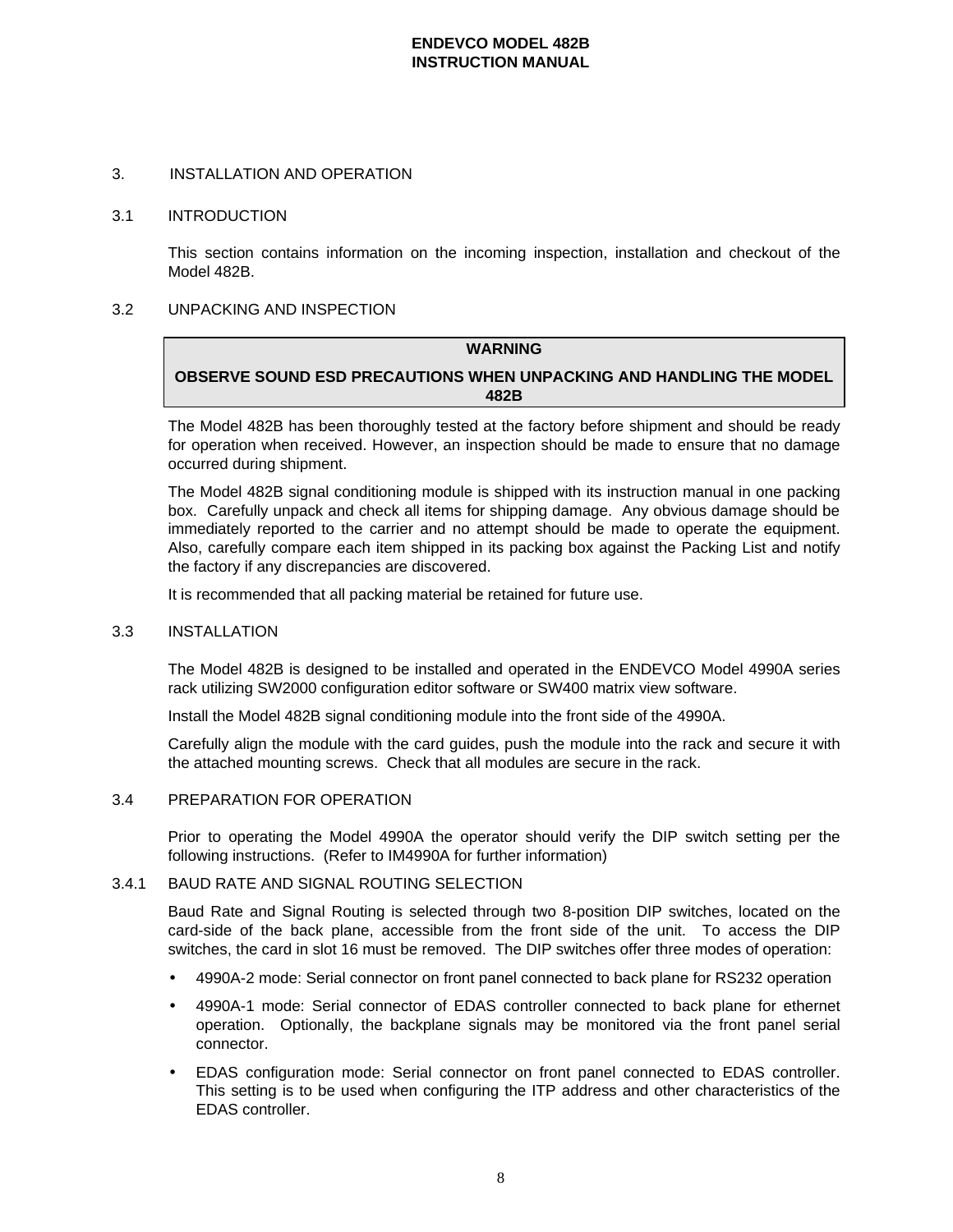# 3. INSTALLATION AND OPERATION

## 3.1 INTRODUCTION

This section contains information on the incoming inspection, installation and checkout of the Model 482B.

## 3.2 UNPACKING AND INSPECTION

**WARNING**

**OBSERVE SOUND ESD PRECAUTIONS WHEN UNPACKING AND HANDLING THE MODEL 482B**

The Model 482B has been thoroughly tested at the factory before shipment and should be ready for operation when received. However, an inspection should be made to ensure that no damage occurred during shipment.

The Model 482B signal conditioning module is shipped with its instruction manual in one packing box. Carefully unpack and check all items for shipping damage. Any obvious damage should be immediately reported to the carrier and no attempt should be made to operate the equipment. Also, carefully compare each item shipped in its packing box against the Packing List and notify the factory if any discrepancies are discovered.

It is recommended that all packing material be retained for future use.

## 3.3 INSTALLATION

The Model 482B is designed to be installed and operated in the ENDEVCO Model 4990A series rack utilizing SW2000 configuration editor software or SW400 matrix view software.

Install the Model 482B signal conditioning module into the front side of the 4990A.

Carefully align the module with the card guides, push the module into the rack and secure it with the attached mounting screws. Check that all modules are secure in the rack.

## 3.4 PREPARATION FOR OPERATION

Prior to operating the Model 4990A the operator should verify the DIP switch setting per the following instructions. (Refer to IM4990A for further information)

### 3.4.1 BAUD RATE AND SIGNAL ROUTING SELECTION

Baud Rate and Signal Routing is selected through two 8-position DIP switches, located on the card-side of the back plane, accessible from the front side of the unit. To access the DIP switches, the card in slot 16 must be removed. The DIP switches offer three modes of operation:

- 4990A-2 mode: Serial connector on front panel connected to back plane for RS232 operation
- 4990A-1 mode: Serial connector of EDAS controller connected to back plane for ethernet operation. Optionally, the backplane signals may be monitored via the front panel serial connector.
- EDAS configuration mode: Serial connector on front panel connected to EDAS controller. This setting is to be used when configuring the ITP address and other characteristics of the EDAS controller.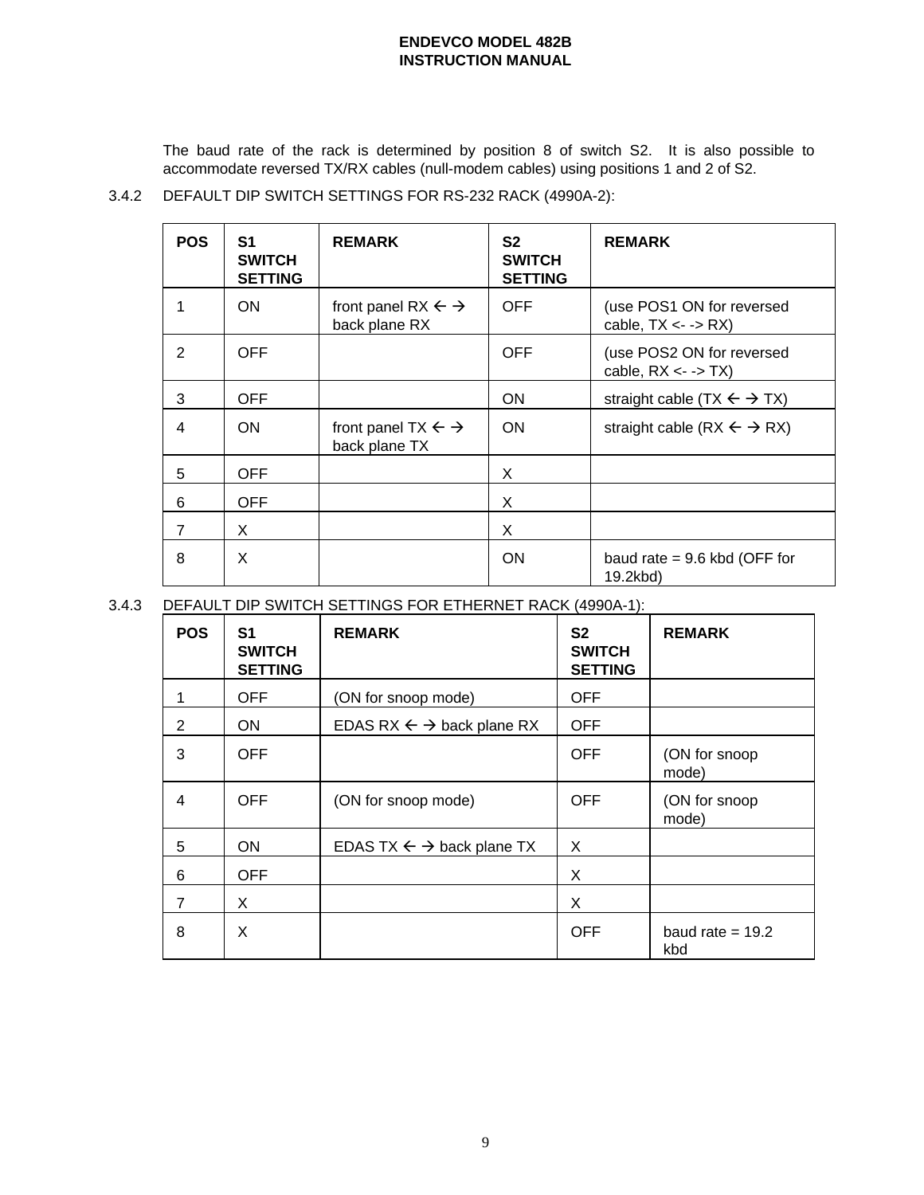The baud rate of the rack is determined by position 8 of switch S2. It is also possible to accommodate reversed TX/RX cables (null-modem cables) using positions 1 and 2 of S2.

3.4.2 DEFAULT DIP SWITCH SETTINGS FOR RS-232 RACK (4990A-2):

| POS | S1 SWITCH SETTING | REMARK | S2 SWITCH SETTING | REMARK |
|---|---|---|---|---|
| 1 | ON | front panel RX ←→ back plane RX | OFF | (use POS1 ON for reversed cable, TX <- -> RX) |
| 2 | OFF | | OFF | (use POS2 ON for reversed cable, RX <- -> TX) |
| 3 | OFF | | ON | straight cable (TX ←→ TX) |
| 4 | ON | front panel TX ←→ back plane TX | ON | straight cable (RX ←→ RX) |
| 5 | OFF | | X | |
| 6 | OFF | | X | |
| 7 | X | | X | |
| 8 | X | | ON | baud rate = 9.6 kbd (OFF for 19.2kbd) |

3.4.3 DEFAULT DIP SWITCH SETTINGS FOR ETHERNET RACK (4990A-1):

| POS | S1 SWITCH SETTING | REMARK | S2 SWITCH SETTING | REMARK |
|---|---|---|---|---|
| 1 | OFF | (ON for snoop mode) | OFF | |
| 2 | ON | EDAS RX ←→ back plane RX | OFF | |
| 3 | OFF | | OFF | (ON for snoop mode) |
| 4 | OFF | (ON for snoop mode) | OFF | (ON for snoop mode) |
| 5 | ON | EDAS TX ←→ back plane TX | X | |
| 6 | OFF | | X | |
| 7 | X | | X | |
| 8 | X | | OFF | baud rate = 19.2 kbd |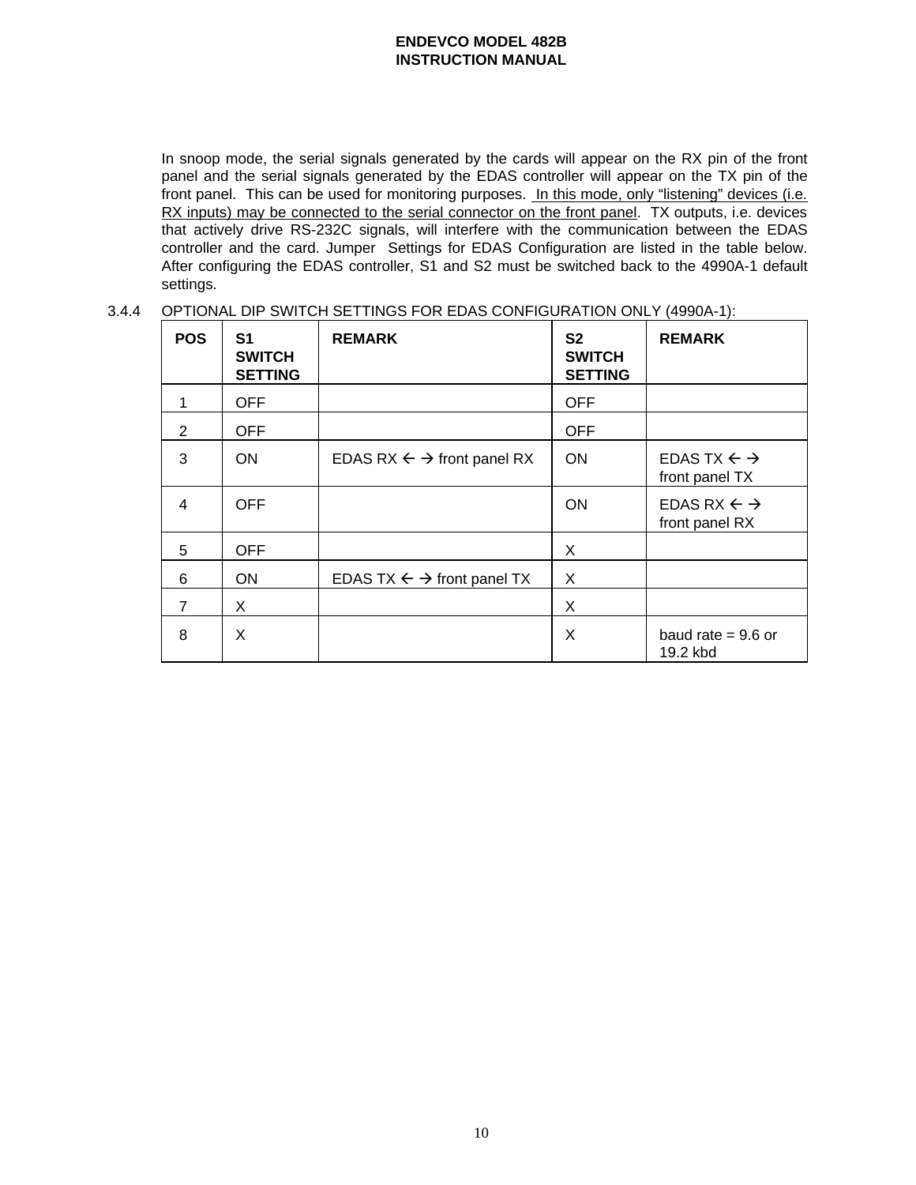In snoop mode, the serial signals generated by the cards will appear on the RX pin of the front panel and the serial signals generated by the EDAS controller will appear on the TX pin of the front panel. This can be used for monitoring purposes. In this mode, only "listening" devices (i.e. RX inputs) may be connected to the serial connector on the front panel. TX outputs, i.e. devices that actively drive RS-232C signals, will interfere with the communication between the EDAS controller and the card. Jumper Settings for EDAS Configuration are listed in the table below. After configuring the EDAS controller, S1 and S2 must be switched back to the 4990A-1 default settings.

3.4.4 OPTIONAL DIP SWITCH SETTINGS FOR EDAS CONFIGURATION ONLY (4990A-1):

| POS | S1 SWITCH SETTING | REMARK | S2 SWITCH SETTING | REMARK |
|---|---|---|---|---|
| 1 | OFF | | OFF | |
| 2 | OFF | | OFF | |
| 3 | ON | EDAS RX ← → front panel RX | ON | EDAS TX ← → front panel TX |
| 4 | OFF | | ON | EDAS RX ← → front panel RX |
| 5 | OFF | | X | |
| 6 | ON | EDAS TX ← → front panel TX | X | |
| 7 | X | | X | |
| 8 | X | | X | baud rate = 9.6 or 19.2 kbd |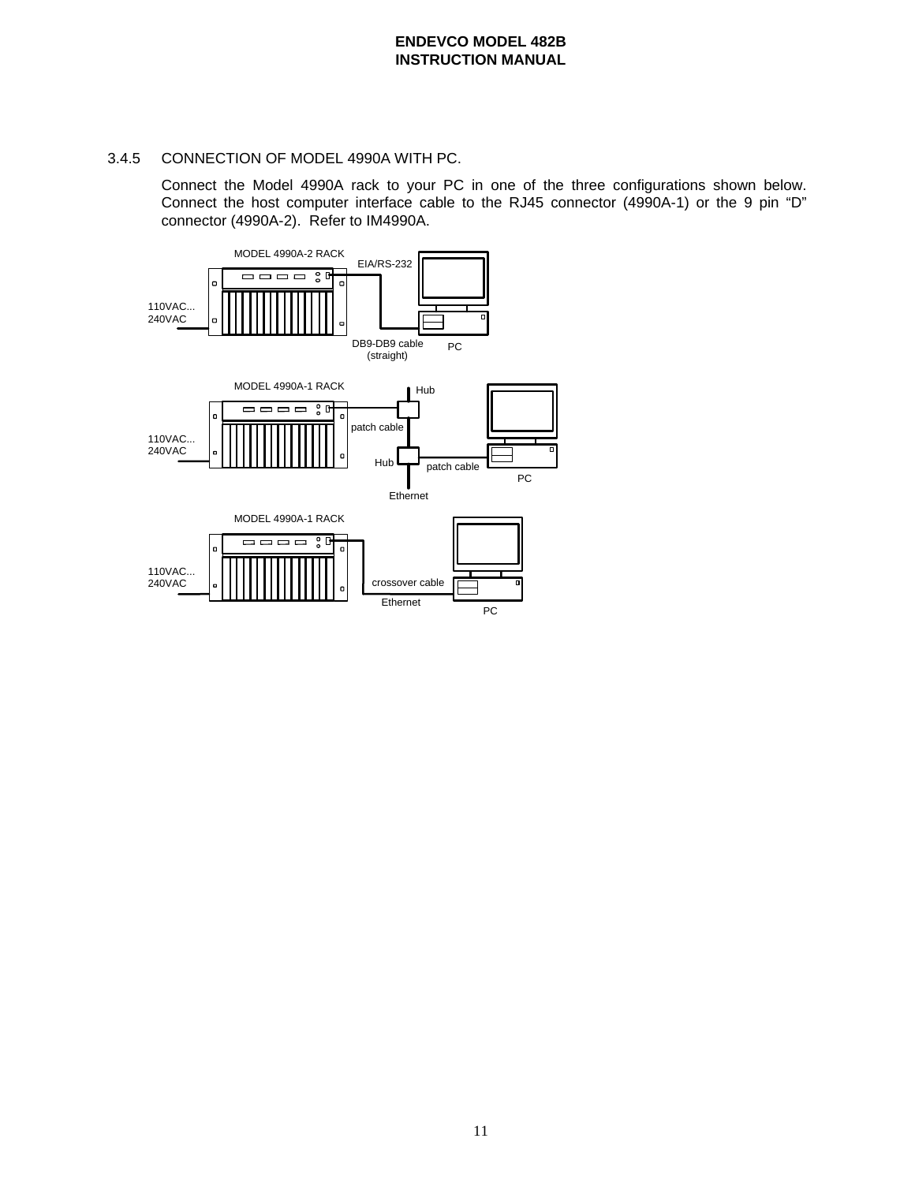### 3.4.5 CONNECTION OF MODEL 4990A WITH PC.

Connect the Model 4990A rack to your PC in one of the three configurations shown below. Connect the host computer interface cable to the RJ45 connector (4990A-1) or the 9 pin "D" connector (4990A-2). Refer to IM4990A.

MODEL 4990A-2 RACK

EIA/RS-232

110VAC...
240VAC

DB9-DB9 cable (straight)

PC

MODEL 4990A-1 RACK

Hub

patch cable

110VAC...
240VAC

Hub

patch cable

PC

Ethernet

MODEL 4990A-1 RACK

110VAC...
240VAC

crossover cable

Ethernet

PC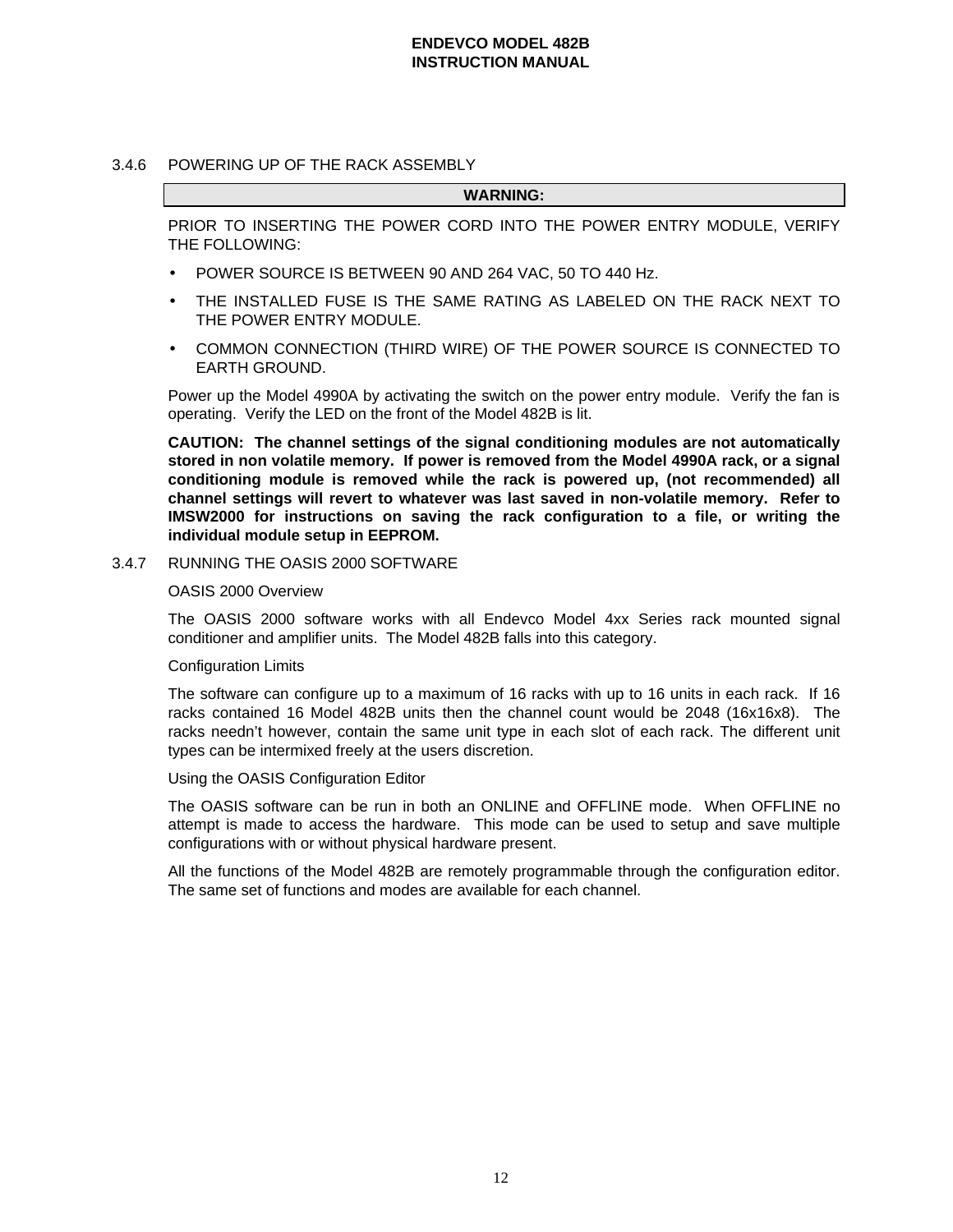### 3.4.6 POWERING UP OF THE RACK ASSEMBLY

**WARNING:**

PRIOR TO INSERTING THE POWER CORD INTO THE POWER ENTRY MODULE, VERIFY THE FOLLOWING:

- POWER SOURCE IS BETWEEN 90 AND 264 VAC, 50 TO 440 Hz.
- THE INSTALLED FUSE IS THE SAME RATING AS LABELED ON THE RACK NEXT TO THE POWER ENTRY MODULE.
- COMMON CONNECTION (THIRD WIRE) OF THE POWER SOURCE IS CONNECTED TO EARTH GROUND.

Power up the Model 4990A by activating the switch on the power entry module. Verify the fan is operating. Verify the LED on the front of the Model 482B is lit.

**CAUTION: The channel settings of the signal conditioning modules are not automatically stored in non volatile memory. If power is removed from the Model 4990A rack, or a signal conditioning module is removed while the rack is powered up, (not recommended) all channel settings will revert to whatever was last saved in non-volatile memory. Refer to IMSW2000 for instructions on saving the rack configuration to a file, or writing the individual module setup in EEPROM.**

### 3.4.7 RUNNING THE OASIS 2000 SOFTWARE

OASIS 2000 Overview

The OASIS 2000 software works with all Endevco Model 4xx Series rack mounted signal conditioner and amplifier units. The Model 482B falls into this category.

Configuration Limits

The software can configure up to a maximum of 16 racks with up to 16 units in each rack. If 16 racks contained 16 Model 482B units then the channel count would be 2048 (16x16x8). The racks needn't however, contain the same unit type in each slot of each rack. The different unit types can be intermixed freely at the users discretion.

Using the OASIS Configuration Editor

The OASIS software can be run in both an ONLINE and OFFLINE mode. When OFFLINE no attempt is made to access the hardware. This mode can be used to setup and save multiple configurations with or without physical hardware present.

All the functions of the Model 482B are remotely programmable through the configuration editor. The same set of functions and modes are available for each channel.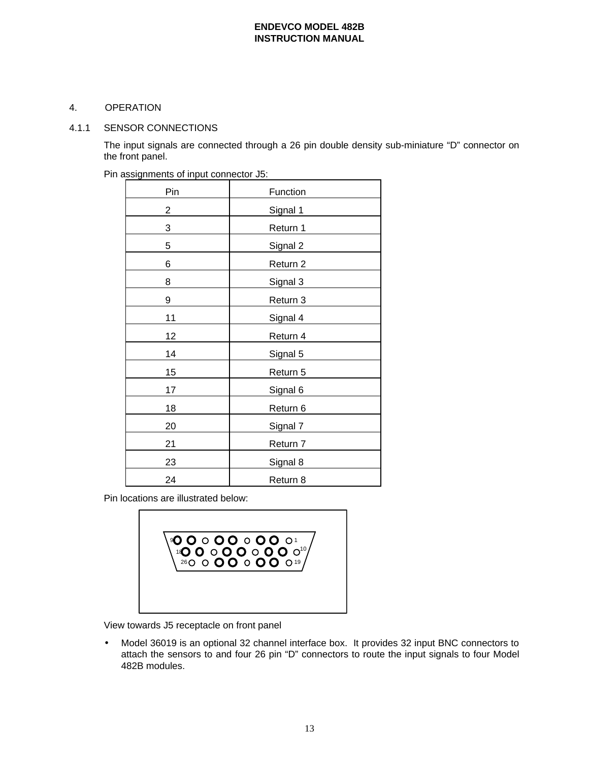## 4. OPERATION

### 4.1.1 SENSOR CONNECTIONS

The input signals are connected through a 26 pin double density sub-miniature "D" connector on the front panel.

Pin assignments of input connector J5:

| Pin | Function |
|---|---|
| 2 | Signal 1 |
| 3 | Return 1 |
| 5 | Signal 2 |
| 6 | Return 2 |
| 8 | Signal 3 |
| 9 | Return 3 |
| 11 | Signal 4 |
| 12 | Return 4 |
| 14 | Signal 5 |
| 15 | Return 5 |
| 17 | Signal 6 |
| 18 | Return 6 |
| 20 | Signal 7 |
| 21 | Return 7 |
| 23 | Signal 8 |
| 24 | Return 8 |

Pin locations are illustrated below:

9 ... 1
18 ... 10
26 ... 19

View towards J5 receptacle on front panel

- Model 36019 is an optional 32 channel interface box. It provides 32 input BNC connectors to attach the sensors to and four 26 pin "D" connectors to route the input signals to four Model 482B modules.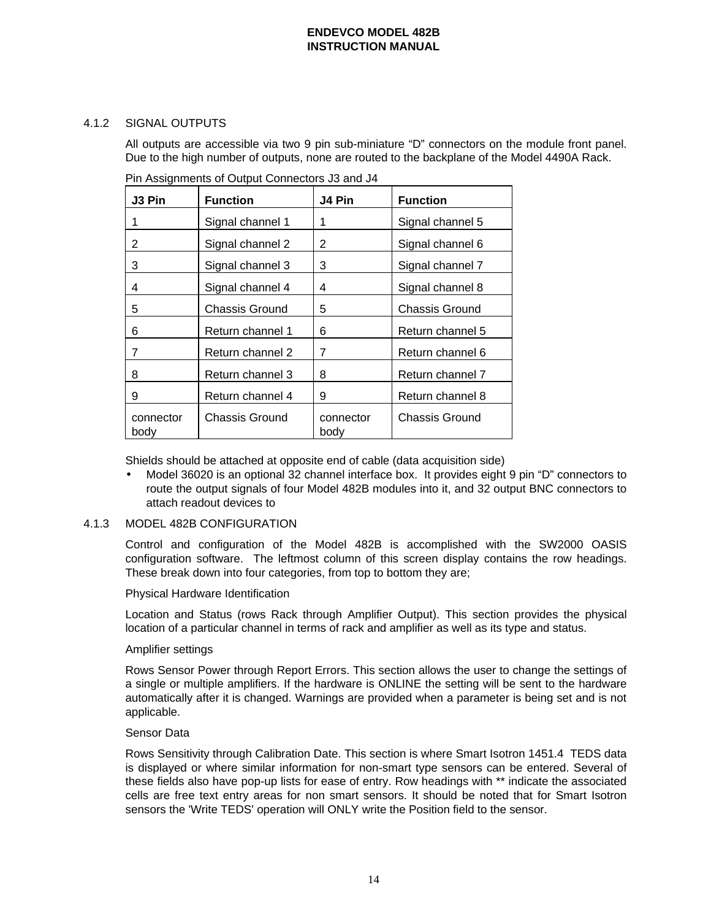### 4.1.2 SIGNAL OUTPUTS

All outputs are accessible via two 9 pin sub-miniature “D” connectors on the module front panel. Due to the high number of outputs, none are routed to the backplane of the Model 4490A Rack.

Pin Assignments of Output Connectors J3 and J4

| J3 Pin | Function | J4 Pin | Function |
|---|---|---|---|
| 1 | Signal channel 1 | 1 | Signal channel 5 |
| 2 | Signal channel 2 | 2 | Signal channel 6 |
| 3 | Signal channel 3 | 3 | Signal channel 7 |
| 4 | Signal channel 4 | 4 | Signal channel 8 |
| 5 | Chassis Ground | 5 | Chassis Ground |
| 6 | Return channel 1 | 6 | Return channel 5 |
| 7 | Return channel 2 | 7 | Return channel 6 |
| 8 | Return channel 3 | 8 | Return channel 7 |
| 9 | Return channel 4 | 9 | Return channel 8 |
| connector body | Chassis Ground | connector body | Chassis Ground |

Shields should be attached at opposite end of cable (data acquisition side)

- Model 36020 is an optional 32 channel interface box. It provides eight 9 pin “D” connectors to route the output signals of four Model 482B modules into it, and 32 output BNC connectors to attach readout devices to

### 4.1.3 MODEL 482B CONFIGURATION

Control and configuration of the Model 482B is accomplished with the SW2000 OASIS configuration software. The leftmost column of this screen display contains the row headings. These break down into four categories, from top to bottom they are;

Physical Hardware Identification

Location and Status (rows Rack through Amplifier Output). This section provides the physical location of a particular channel in terms of rack and amplifier as well as its type and status.

Amplifier settings

Rows Sensor Power through Report Errors. This section allows the user to change the settings of a single or multiple amplifiers. If the hardware is ONLINE the setting will be sent to the hardware automatically after it is changed. Warnings are provided when a parameter is being set and is not applicable.

Sensor Data

Rows Sensitivity through Calibration Date. This section is where Smart Isotron 1451.4 TEDS data is displayed or where similar information for non-smart type sensors can be entered. Several of these fields also have pop-up lists for ease of entry. Row headings with ** indicate the associated cells are free text entry areas for non smart sensors. It should be noted that for Smart Isotron sensors the 'Write TEDS' operation will ONLY write the Position field to the sensor.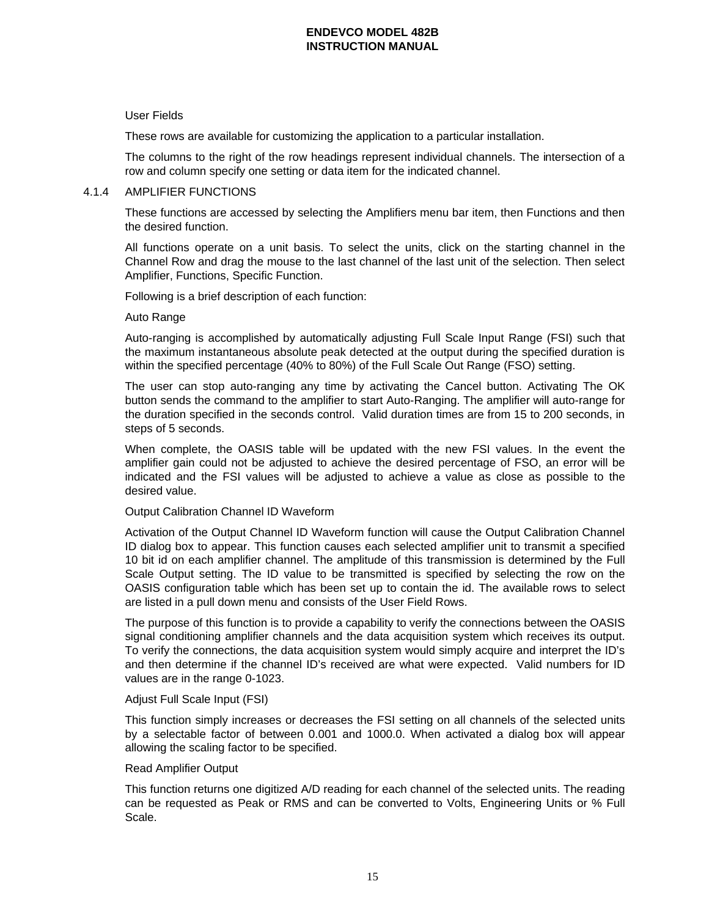User Fields

These rows are available for customizing the application to a particular installation.

The columns to the right of the row headings represent individual channels. The intersection of a row and column specify one setting or data item for the indicated channel.

### 4.1.4 AMPLIFIER FUNCTIONS

These functions are accessed by selecting the Amplifiers menu bar item, then Functions and then the desired function.

All functions operate on a unit basis. To select the units, click on the starting channel in the Channel Row and drag the mouse to the last channel of the last unit of the selection. Then select Amplifier, Functions, Specific Function.

Following is a brief description of each function:

Auto Range

Auto-ranging is accomplished by automatically adjusting Full Scale Input Range (FSI) such that the maximum instantaneous absolute peak detected at the output during the specified duration is within the specified percentage (40% to 80%) of the Full Scale Out Range (FSO) setting.

The user can stop auto-ranging any time by activating the Cancel button. Activating The OK button sends the command to the amplifier to start Auto-Ranging. The amplifier will auto-range for the duration specified in the seconds control. Valid duration times are from 15 to 200 seconds, in steps of 5 seconds.

When complete, the OASIS table will be updated with the new FSI values. In the event the amplifier gain could not be adjusted to achieve the desired percentage of FSO, an error will be indicated and the FSI values will be adjusted to achieve a value as close as possible to the desired value.

Output Calibration Channel ID Waveform

Activation of the Output Channel ID Waveform function will cause the Output Calibration Channel ID dialog box to appear. This function causes each selected amplifier unit to transmit a specified 10 bit id on each amplifier channel. The amplitude of this transmission is determined by the Full Scale Output setting. The ID value to be transmitted is specified by selecting the row on the OASIS configuration table which has been set up to contain the id. The available rows to select are listed in a pull down menu and consists of the User Field Rows.

The purpose of this function is to provide a capability to verify the connections between the OASIS signal conditioning amplifier channels and the data acquisition system which receives its output. To verify the connections, the data acquisition system would simply acquire and interpret the ID's and then determine if the channel ID's received are what were expected. Valid numbers for ID values are in the range 0-1023.

Adjust Full Scale Input (FSI)

This function simply increases or decreases the FSI setting on all channels of the selected units by a selectable factor of between 0.001 and 1000.0. When activated a dialog box will appear allowing the scaling factor to be specified.

Read Amplifier Output

This function returns one digitized A/D reading for each channel of the selected units. The reading can be requested as Peak or RMS and can be converted to Volts, Engineering Units or % Full Scale.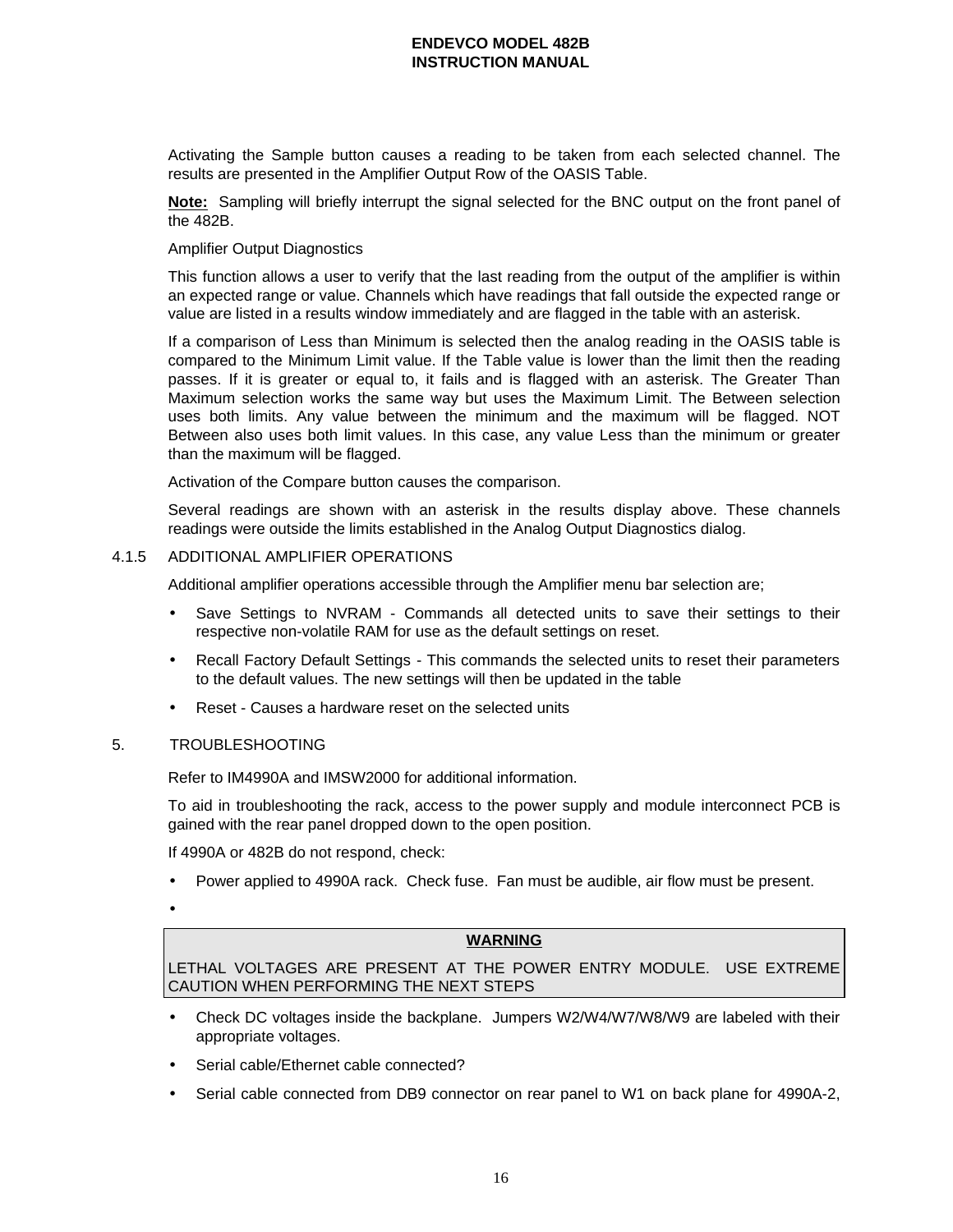Activating the Sample button causes a reading to be taken from each selected channel. The results are presented in the Amplifier Output Row of the OASIS Table.

**Note:** Sampling will briefly interrupt the signal selected for the BNC output on the front panel of the 482B.

Amplifier Output Diagnostics

This function allows a user to verify that the last reading from the output of the amplifier is within an expected range or value. Channels which have readings that fall outside the expected range or value are listed in a results window immediately and are flagged in the table with an asterisk.

If a comparison of Less than Minimum is selected then the analog reading in the OASIS table is compared to the Minimum Limit value. If the Table value is lower than the limit then the reading passes. If it is greater or equal to, it fails and is flagged with an asterisk. The Greater Than Maximum selection works the same way but uses the Maximum Limit. The Between selection uses both limits. Any value between the minimum and the maximum will be flagged. NOT Between also uses both limit values. In this case, any value Less than the minimum or greater than the maximum will be flagged.

Activation of the Compare button causes the comparison.

Several readings are shown with an asterisk in the results display above. These channels readings were outside the limits established in the Analog Output Diagnostics dialog.

### 4.1.5 ADDITIONAL AMPLIFIER OPERATIONS

Additional amplifier operations accessible through the Amplifier menu bar selection are;

- Save Settings to NVRAM - Commands all detected units to save their settings to their respective non-volatile RAM for use as the default settings on reset.
- Recall Factory Default Settings - This commands the selected units to reset their parameters to the default values. The new settings will then be updated in the table
- Reset - Causes a hardware reset on the selected units

## 5. TROUBLESHOOTING

Refer to IM4990A and IMSW2000 for additional information.

To aid in troubleshooting the rack, access to the power supply and module interconnect PCB is gained with the rear panel dropped down to the open position.

If 4990A or 482B do not respond, check:

- Power applied to 4990A rack. Check fuse. Fan must be audible, air flow must be present.
- 

**WARNING**

LETHAL VOLTAGES ARE PRESENT AT THE POWER ENTRY MODULE. USE EXTREME CAUTION WHEN PERFORMING THE NEXT STEPS

- Check DC voltages inside the backplane. Jumpers W2/W4/W7/W8/W9 are labeled with their appropriate voltages.
- Serial cable/Ethernet cable connected?
- Serial cable connected from DB9 connector on rear panel to W1 on back plane for 4990A-2,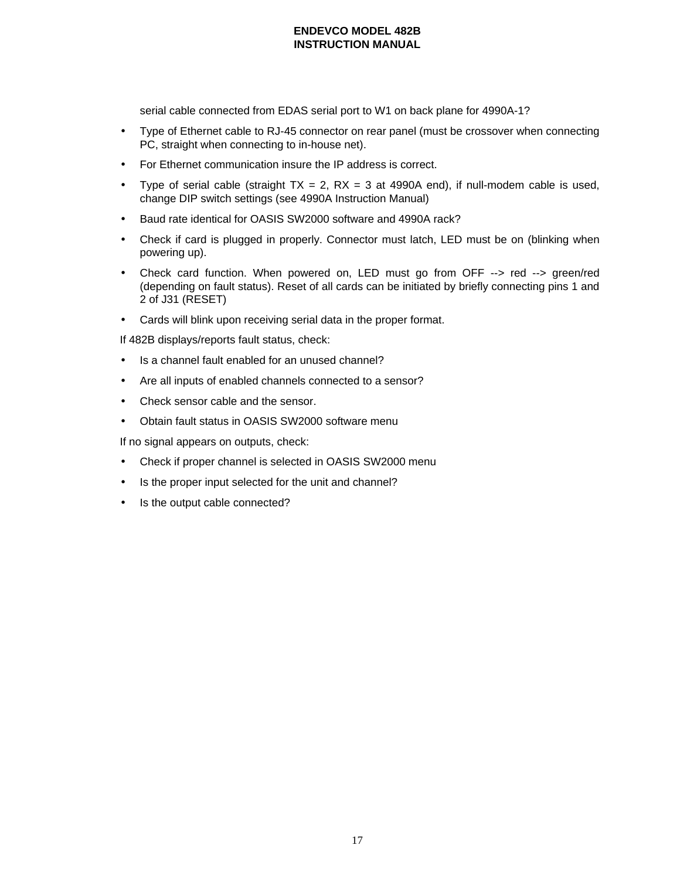serial cable connected from EDAS serial port to W1 on back plane for 4990A-1?

- Type of Ethernet cable to RJ-45 connector on rear panel (must be crossover when connecting PC, straight when connecting to in-house net).
- For Ethernet communication insure the IP address is correct.
- Type of serial cable (straight TX = 2, RX = 3 at 4990A end), if null-modem cable is used, change DIP switch settings (see 4990A Instruction Manual)
- Baud rate identical for OASIS SW2000 software and 4990A rack?
- Check if card is plugged in properly. Connector must latch, LED must be on (blinking when powering up).
- Check card function. When powered on, LED must go from OFF --> red --> green/red (depending on fault status). Reset of all cards can be initiated by briefly connecting pins 1 and 2 of J31 (RESET)
- Cards will blink upon receiving serial data in the proper format.

If 482B displays/reports fault status, check:

- Is a channel fault enabled for an unused channel?
- Are all inputs of enabled channels connected to a sensor?
- Check sensor cable and the sensor.
- Obtain fault status in OASIS SW2000 software menu

If no signal appears on outputs, check:

- Check if proper channel is selected in OASIS SW2000 menu
- Is the proper input selected for the unit and channel?
- Is the output cable connected?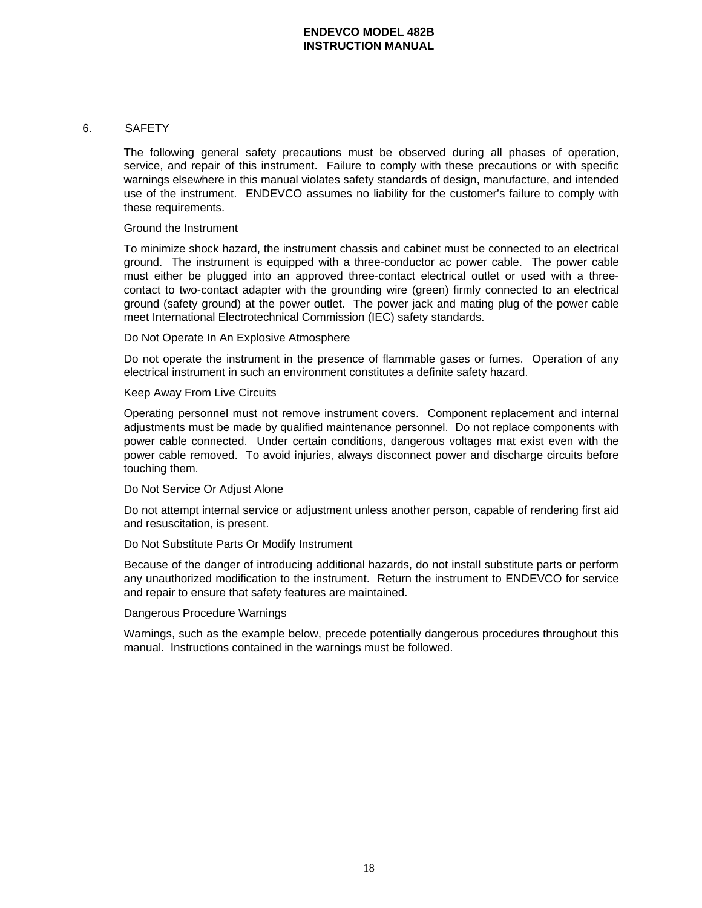## 6. SAFETY

The following general safety precautions must be observed during all phases of operation, service, and repair of this instrument. Failure to comply with these precautions or with specific warnings elsewhere in this manual violates safety standards of design, manufacture, and intended use of the instrument. ENDEVCO assumes no liability for the customer's failure to comply with these requirements.

### Ground the Instrument

To minimize shock hazard, the instrument chassis and cabinet must be connected to an electrical ground. The instrument is equipped with a three-conductor ac power cable. The power cable must either be plugged into an approved three-contact electrical outlet or used with a three-contact to two-contact adapter with the grounding wire (green) firmly connected to an electrical ground (safety ground) at the power outlet. The power jack and mating plug of the power cable meet International Electrotechnical Commission (IEC) safety standards.

### Do Not Operate In An Explosive Atmosphere

Do not operate the instrument in the presence of flammable gases or fumes. Operation of any electrical instrument in such an environment constitutes a definite safety hazard.

### Keep Away From Live Circuits

Operating personnel must not remove instrument covers. Component replacement and internal adjustments must be made by qualified maintenance personnel. Do not replace components with power cable connected. Under certain conditions, dangerous voltages mat exist even with the power cable removed. To avoid injuries, always disconnect power and discharge circuits before touching them.

### Do Not Service Or Adjust Alone

Do not attempt internal service or adjustment unless another person, capable of rendering first aid and resuscitation, is present.

### Do Not Substitute Parts Or Modify Instrument

Because of the danger of introducing additional hazards, do not install substitute parts or perform any unauthorized modification to the instrument. Return the instrument to ENDEVCO for service and repair to ensure that safety features are maintained.

### Dangerous Procedure Warnings

Warnings, such as the example below, precede potentially dangerous procedures throughout this manual. Instructions contained in the warnings must be followed.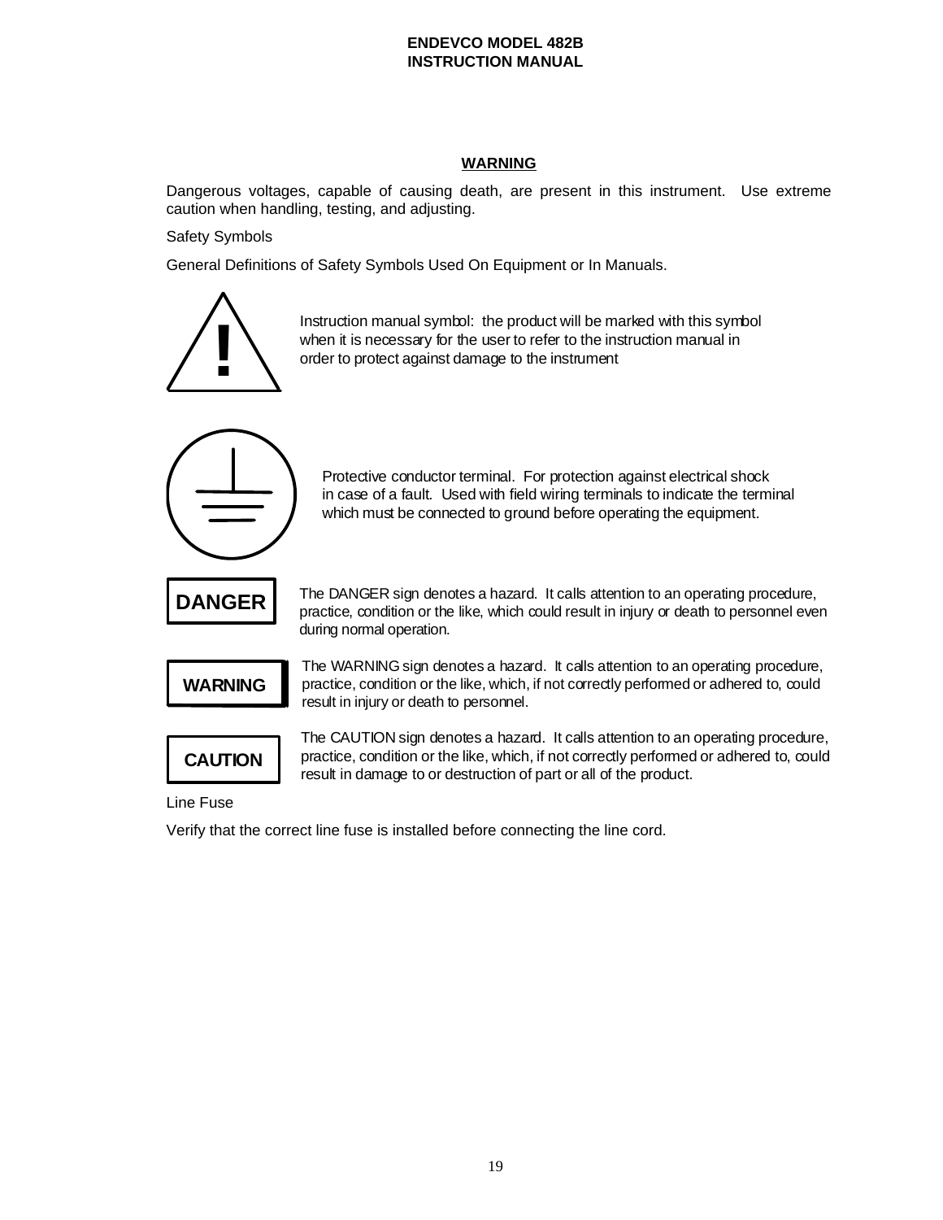**WARNING**

Dangerous voltages, capable of causing death, are present in this instrument. Use extreme caution when handling, testing, and adjusting.

Safety Symbols

General Definitions of Safety Symbols Used On Equipment or In Manuals.

Instruction manual symbol: the product will be marked with this symbol when it is necessary for the user to refer to the instruction manual in order to protect against damage to the instrument

Protective conductor terminal. For protection against electrical shock in case of a fault. Used with field wiring terminals to indicate the terminal which must be connected to ground before operating the equipment.

**DANGER** The DANGER sign denotes a hazard. It calls attention to an operating procedure, practice, condition or the like, which could result in injury or death to personnel even during normal operation.

**WARNING** The WARNING sign denotes a hazard. It calls attention to an operating procedure, practice, condition or the like, which, if not correctly performed or adhered to, could result in injury or death to personnel.

**CAUTION** The CAUTION sign denotes a hazard. It calls attention to an operating procedure, practice, condition or the like, which, if not correctly performed or adhered to, could result in damage to or destruction of part or all of the product.

Line Fuse

Verify that the correct line fuse is installed before connecting the line cord.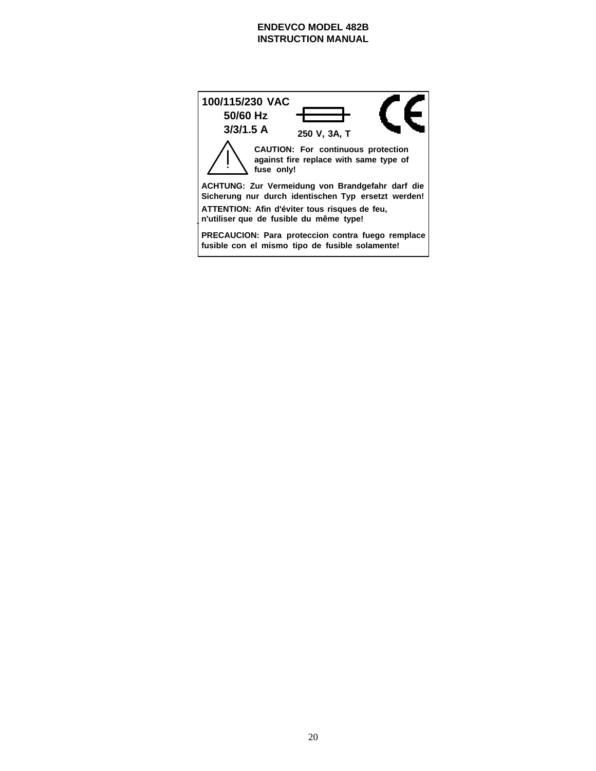100/115/230 VAC
50/60 Hz
3/3/1.5 A

250 V, 3A, T

CE

CAUTION: For continuous protection against fire replace with same type of fuse only!

ACHTUNG: Zur Vermeidung von Brandgefahr darf die Sicherung nur durch identischen Typ ersetzt werden!

ATTENTION: Afin d'éviter tous risques de feu, n'utiliser que de fusible du même type!

PRECAUCION: Para proteccion contra fuego remplace fusible con el mismo tipo de fusible solamente!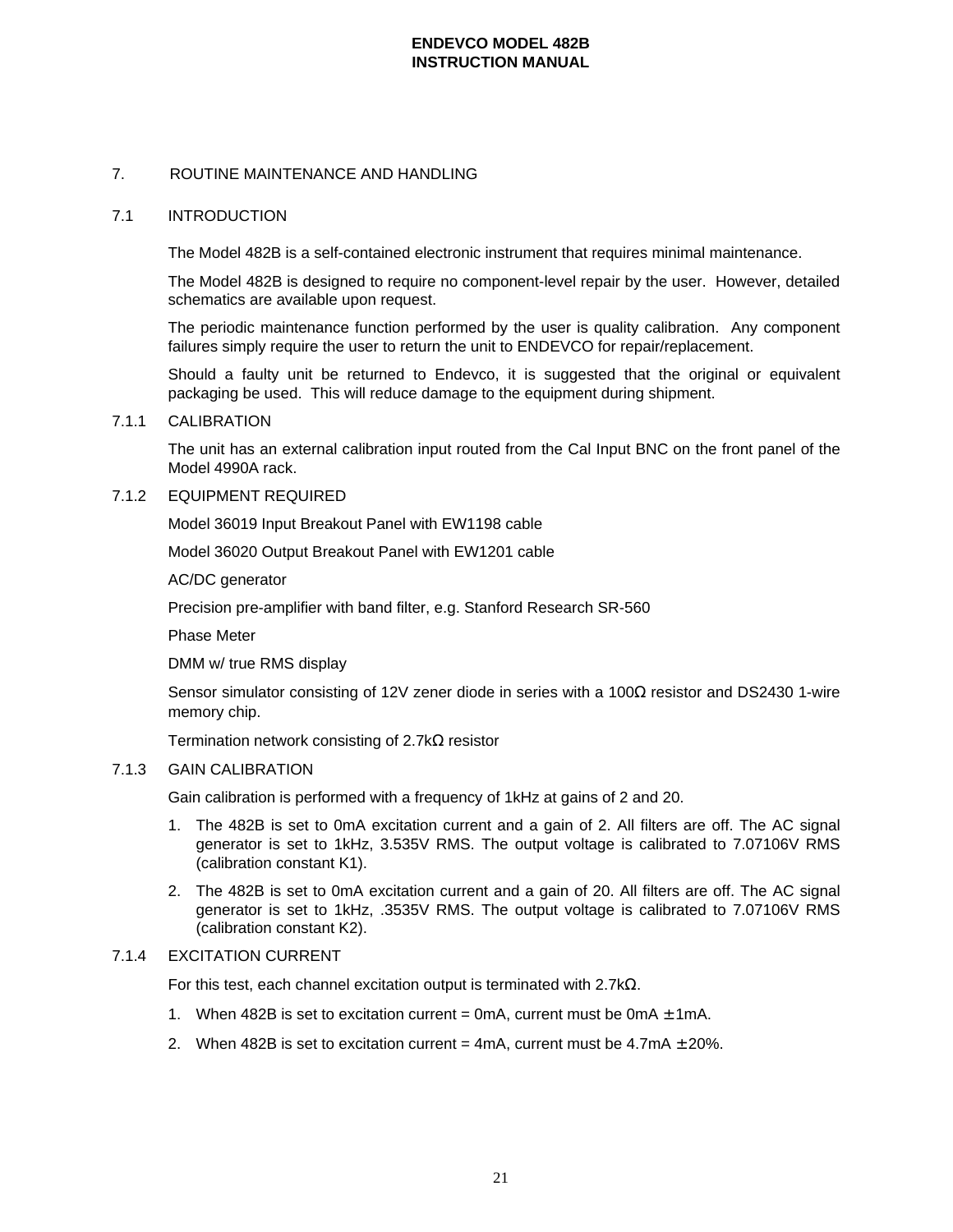# 7. ROUTINE MAINTENANCE AND HANDLING

## 7.1 INTRODUCTION

The Model 482B is a self-contained electronic instrument that requires minimal maintenance.

The Model 482B is designed to require no component-level repair by the user. However, detailed schematics are available upon request.

The periodic maintenance function performed by the user is quality calibration. Any component failures simply require the user to return the unit to ENDEVCO for repair/replacement.

Should a faulty unit be returned to Endevco, it is suggested that the original or equivalent packaging be used. This will reduce damage to the equipment during shipment.

### 7.1.1 CALIBRATION

The unit has an external calibration input routed from the Cal Input BNC on the front panel of the Model 4990A rack.

### 7.1.2 EQUIPMENT REQUIRED

Model 36019 Input Breakout Panel with EW1198 cable

Model 36020 Output Breakout Panel with EW1201 cable

AC/DC generator

Precision pre-amplifier with band filter, e.g. Stanford Research SR-560

Phase Meter

DMM w/ true RMS display

Sensor simulator consisting of 12V zener diode in series with a 100Ω resistor and DS2430 1-wire memory chip.

Termination network consisting of 2.7kΩ resistor

### 7.1.3 GAIN CALIBRATION

Gain calibration is performed with a frequency of 1kHz at gains of 2 and 20.

1. The 482B is set to 0mA excitation current and a gain of 2. All filters are off. The AC signal generator is set to 1kHz, 3.535V RMS. The output voltage is calibrated to 7.07106V RMS (calibration constant K1).
2. The 482B is set to 0mA excitation current and a gain of 20. All filters are off. The AC signal generator is set to 1kHz, .3535V RMS. The output voltage is calibrated to 7.07106V RMS (calibration constant K2).

### 7.1.4 EXCITATION CURRENT

For this test, each channel excitation output is terminated with 2.7kΩ.

1. When 482B is set to excitation current = 0mA, current must be 0mA ± 1mA.
2. When 482B is set to excitation current = 4mA, current must be 4.7mA ± 20%.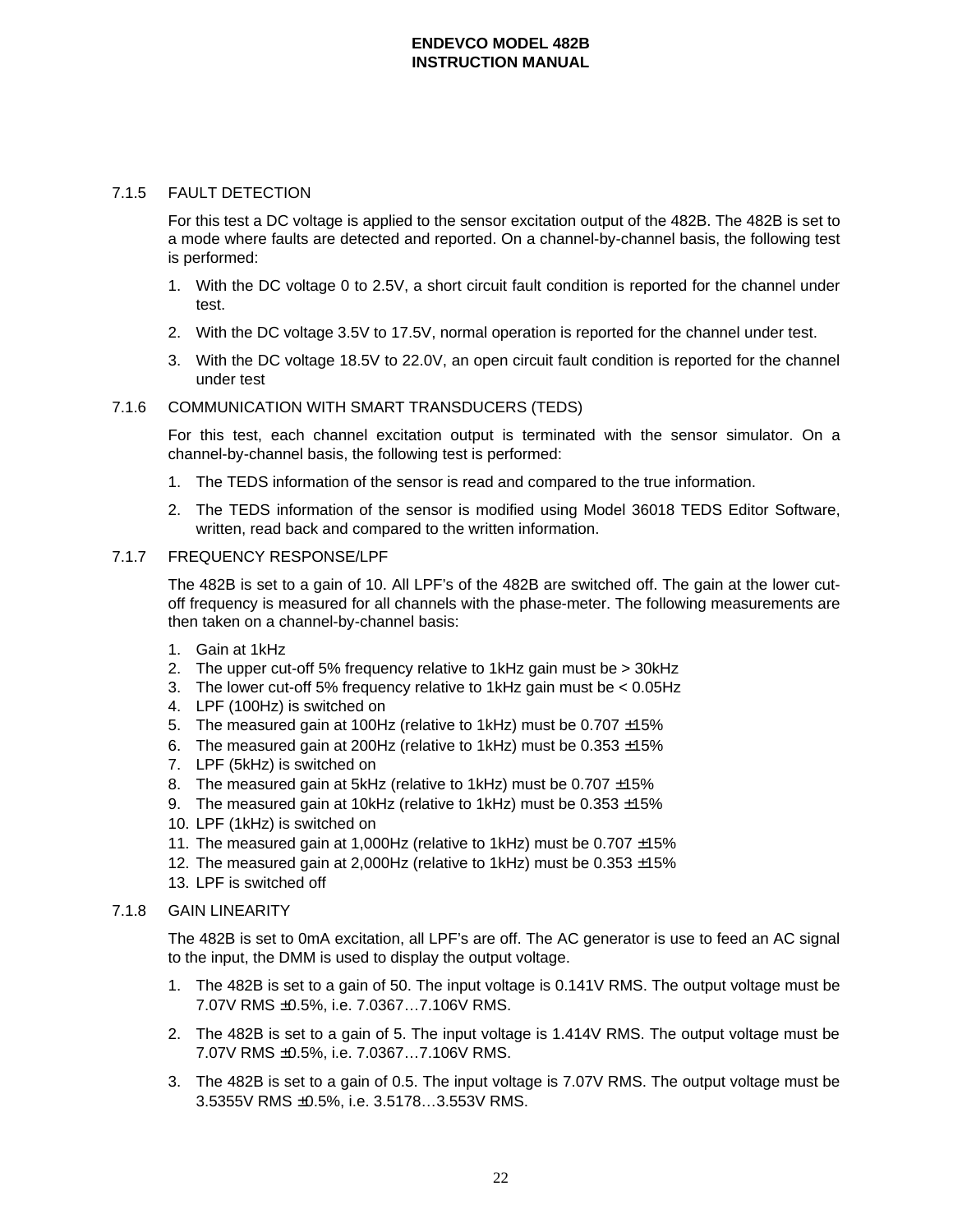### 7.1.5 FAULT DETECTION

For this test a DC voltage is applied to the sensor excitation output of the 482B. The 482B is set to a mode where faults are detected and reported. On a channel-by-channel basis, the following test is performed:

1. With the DC voltage 0 to 2.5V, a short circuit fault condition is reported for the channel under test.
2. With the DC voltage 3.5V to 17.5V, normal operation is reported for the channel under test.
3. With the DC voltage 18.5V to 22.0V, an open circuit fault condition is reported for the channel under test

### 7.1.6 COMMUNICATION WITH SMART TRANSDUCERS (TEDS)

For this test, each channel excitation output is terminated with the sensor simulator. On a channel-by-channel basis, the following test is performed:

1. The TEDS information of the sensor is read and compared to the true information.
2. The TEDS information of the sensor is modified using Model 36018 TEDS Editor Software, written, read back and compared to the written information.

### 7.1.7 FREQUENCY RESPONSE/LPF

The 482B is set to a gain of 10. All LPF's of the 482B are switched off. The gain at the lower cut-off frequency is measured for all channels with the phase-meter. The following measurements are then taken on a channel-by-channel basis:

1. Gain at 1kHz
2. The upper cut-off 5% frequency relative to 1kHz gain must be > 30kHz
3. The lower cut-off 5% frequency relative to 1kHz gain must be < 0.05Hz
4. LPF (100Hz) is switched on
5. The measured gain at 100Hz (relative to 1kHz) must be 0.707 ±15%
6. The measured gain at 200Hz (relative to 1kHz) must be 0.353 ±15%
7. LPF (5kHz) is switched on
8. The measured gain at 5kHz (relative to 1kHz) must be 0.707 ±15%
9. The measured gain at 10kHz (relative to 1kHz) must be 0.353 ±15%
10. LPF (1kHz) is switched on
11. The measured gain at 1,000Hz (relative to 1kHz) must be 0.707 ±15%
12. The measured gain at 2,000Hz (relative to 1kHz) must be 0.353 ±15%
13. LPF is switched off

### 7.1.8 GAIN LINEARITY

The 482B is set to 0mA excitation, all LPF's are off. The AC generator is use to feed an AC signal to the input, the DMM is used to display the output voltage.

1. The 482B is set to a gain of 50. The input voltage is 0.141V RMS. The output voltage must be 7.07V RMS ±0.5%, i.e. 7.0367…7.106V RMS.
2. The 482B is set to a gain of 5. The input voltage is 1.414V RMS. The output voltage must be 7.07V RMS ±0.5%, i.e. 7.0367…7.106V RMS.
3. The 482B is set to a gain of 0.5. The input voltage is 7.07V RMS. The output voltage must be 3.5355V RMS ±0.5%, i.e. 3.5178…3.553V RMS.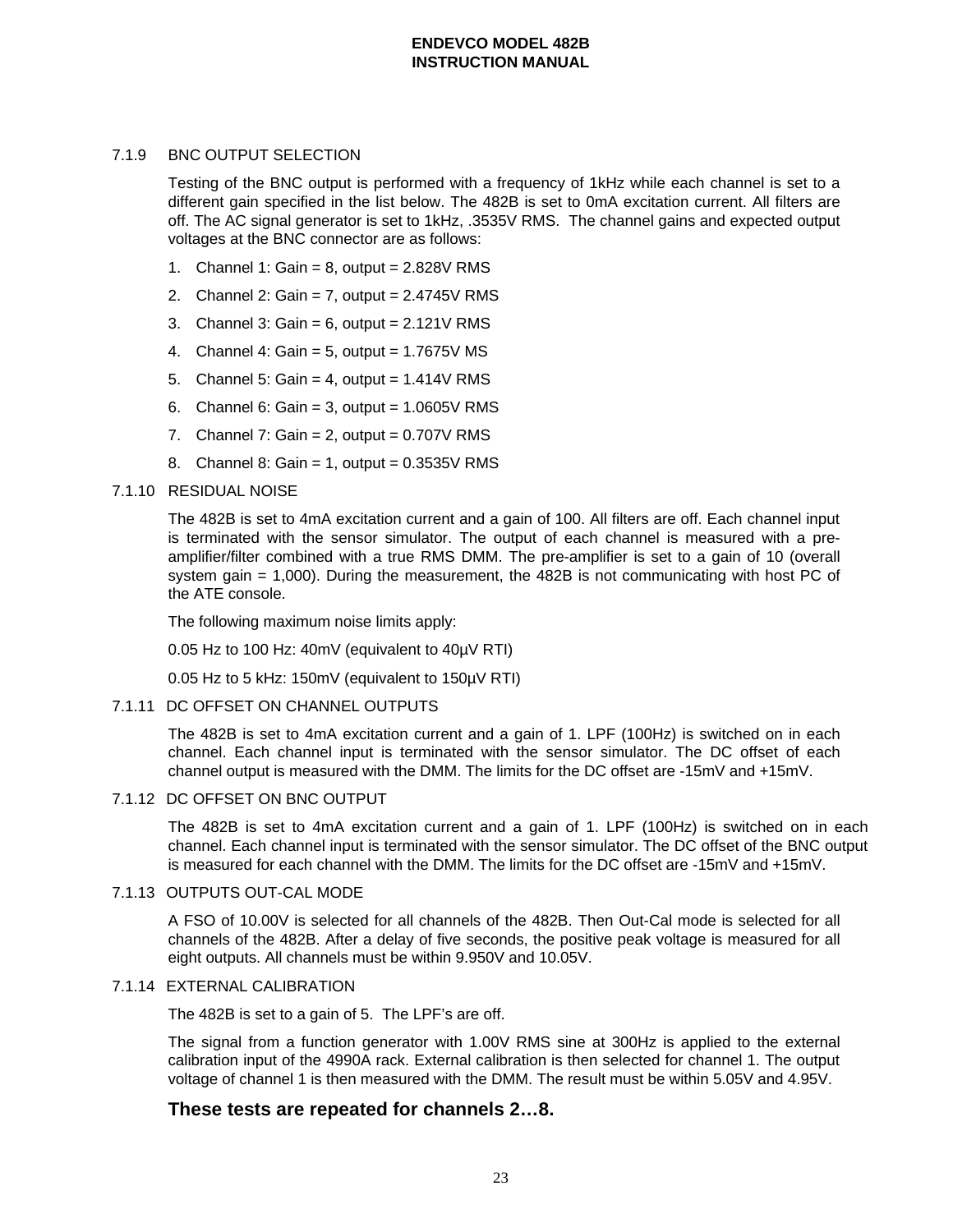### 7.1.9 BNC OUTPUT SELECTION

Testing of the BNC output is performed with a frequency of 1kHz while each channel is set to a different gain specified in the list below. The 482B is set to 0mA excitation current. All filters are off. The AC signal generator is set to 1kHz, .3535V RMS. The channel gains and expected output voltages at the BNC connector are as follows:

1. Channel 1: Gain = 8, output = 2.828V RMS
2. Channel 2: Gain = 7, output = 2.4745V RMS
3. Channel 3: Gain = 6, output = 2.121V RMS
4. Channel 4: Gain = 5, output = 1.7675V MS
5. Channel 5: Gain = 4, output = 1.414V RMS
6. Channel 6: Gain = 3, output = 1.0605V RMS
7. Channel 7: Gain = 2, output = 0.707V RMS
8. Channel 8: Gain = 1, output = 0.3535V RMS

### 7.1.10 RESIDUAL NOISE

The 482B is set to 4mA excitation current and a gain of 100. All filters are off. Each channel input is terminated with the sensor simulator. The output of each channel is measured with a pre-amplifier/filter combined with a true RMS DMM. The pre-amplifier is set to a gain of 10 (overall system gain = 1,000). During the measurement, the 482B is not communicating with host PC of the ATE console.

The following maximum noise limits apply:

0.05 Hz to 100 Hz: 40mV (equivalent to 40µV RTI)

0.05 Hz to 5 kHz: 150mV (equivalent to 150µV RTI)

### 7.1.11 DC OFFSET ON CHANNEL OUTPUTS

The 482B is set to 4mA excitation current and a gain of 1. LPF (100Hz) is switched on in each channel. Each channel input is terminated with the sensor simulator. The DC offset of each channel output is measured with the DMM. The limits for the DC offset are -15mV and +15mV.

### 7.1.12 DC OFFSET ON BNC OUTPUT

The 482B is set to 4mA excitation current and a gain of 1. LPF (100Hz) is switched on in each channel. Each channel input is terminated with the sensor simulator. The DC offset of the BNC output is measured for each channel with the DMM. The limits for the DC offset are -15mV and +15mV.

### 7.1.13 OUTPUTS OUT-CAL MODE

A FSO of 10.00V is selected for all channels of the 482B. Then Out-Cal mode is selected for all channels of the 482B. After a delay of five seconds, the positive peak voltage is measured for all eight outputs. All channels must be within 9.950V and 10.05V.

### 7.1.14 EXTERNAL CALIBRATION

The 482B is set to a gain of 5. The LPF's are off.

The signal from a function generator with 1.00V RMS sine at 300Hz is applied to the external calibration input of the 4990A rack. External calibration is then selected for channel 1. The output voltage of channel 1 is then measured with the DMM. The result must be within 5.05V and 4.95V.

**These tests are repeated for channels 2…8.**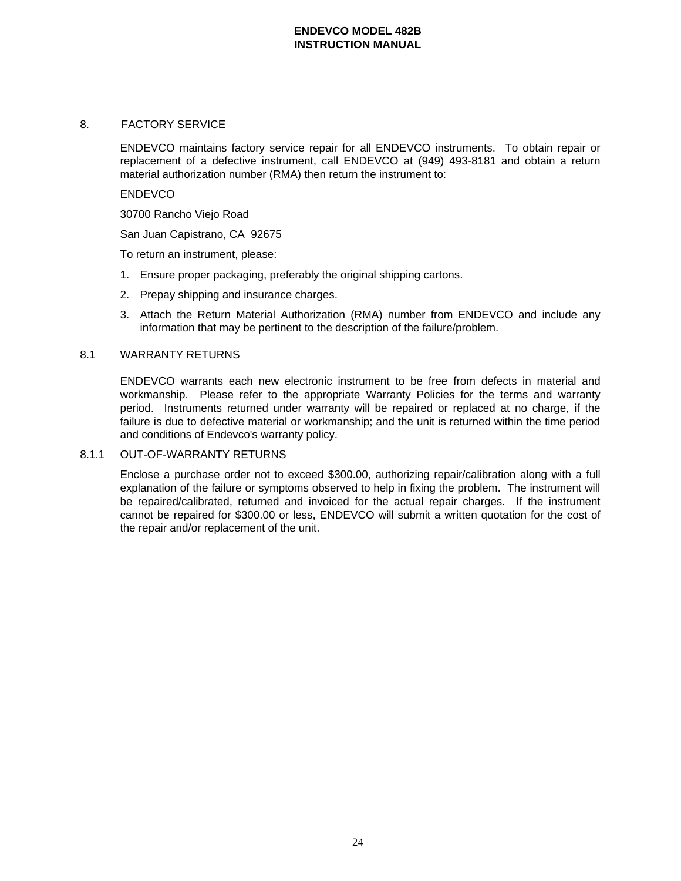## 8. FACTORY SERVICE

ENDEVCO maintains factory service repair for all ENDEVCO instruments. To obtain repair or replacement of a defective instrument, call ENDEVCO at (949) 493-8181 and obtain a return material authorization number (RMA) then return the instrument to:

ENDEVCO

30700 Rancho Viejo Road

San Juan Capistrano, CA 92675

To return an instrument, please:

1. Ensure proper packaging, preferably the original shipping cartons.
2. Prepay shipping and insurance charges.
3. Attach the Return Material Authorization (RMA) number from ENDEVCO and include any information that may be pertinent to the description of the failure/problem.

### 8.1 WARRANTY RETURNS

ENDEVCO warrants each new electronic instrument to be free from defects in material and workmanship. Please refer to the appropriate Warranty Policies for the terms and warranty period. Instruments returned under warranty will be repaired or replaced at no charge, if the failure is due to defective material or workmanship; and the unit is returned within the time period and conditions of Endevco's warranty policy.

#### 8.1.1 OUT-OF-WARRANTY RETURNS

Enclose a purchase order not to exceed $300.00, authorizing repair/calibration along with a full explanation of the failure or symptoms observed to help in fixing the problem. The instrument will be repaired/calibrated, returned and invoiced for the actual repair charges. If the instrument cannot be repaired for $300.00 or less, ENDEVCO will submit a written quotation for the cost of the repair and/or replacement of the unit.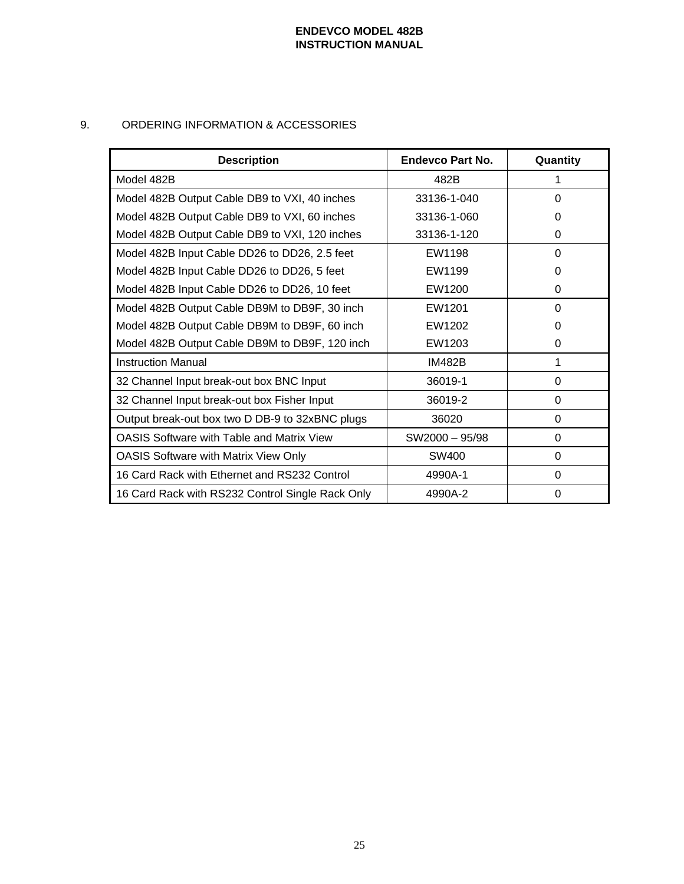## 9. ORDERING INFORMATION & ACCESSORIES

| Description | Endevco Part No. | Quantity |
|---|---|---|
| Model 482B | 482B | 1 |
| Model 482B Output Cable DB9 to VXI, 40 inches | 33136-1-040 | 0 |
| Model 482B Output Cable DB9 to VXI, 60 inches | 33136-1-060 | 0 |
| Model 482B Output Cable DB9 to VXI, 120 inches | 33136-1-120 | 0 |
| Model 482B Input Cable DD26 to DD26, 2.5 feet | EW1198 | 0 |
| Model 482B Input Cable DD26 to DD26, 5 feet | EW1199 | 0 |
| Model 482B Input Cable DD26 to DD26, 10 feet | EW1200 | 0 |
| Model 482B Output Cable DB9M to DB9F, 30 inch | EW1201 | 0 |
| Model 482B Output Cable DB9M to DB9F, 60 inch | EW1202 | 0 |
| Model 482B Output Cable DB9M to DB9F, 120 inch | EW1203 | 0 |
| Instruction Manual | IM482B | 1 |
| 32 Channel Input break-out box BNC Input | 36019-1 | 0 |
| 32 Channel Input break-out box Fisher Input | 36019-2 | 0 |
| Output break-out box two D DB-9 to 32xBNC plugs | 36020 | 0 |
| OASIS Software with Table and Matrix View | SW2000 – 95/98 | 0 |
| OASIS Software with Matrix View Only | SW400 | 0 |
| 16 Card Rack with Ethernet and RS232 Control | 4990A-1 | 0 |
| 16 Card Rack with RS232 Control Single Rack Only | 4990A-2 | 0 |